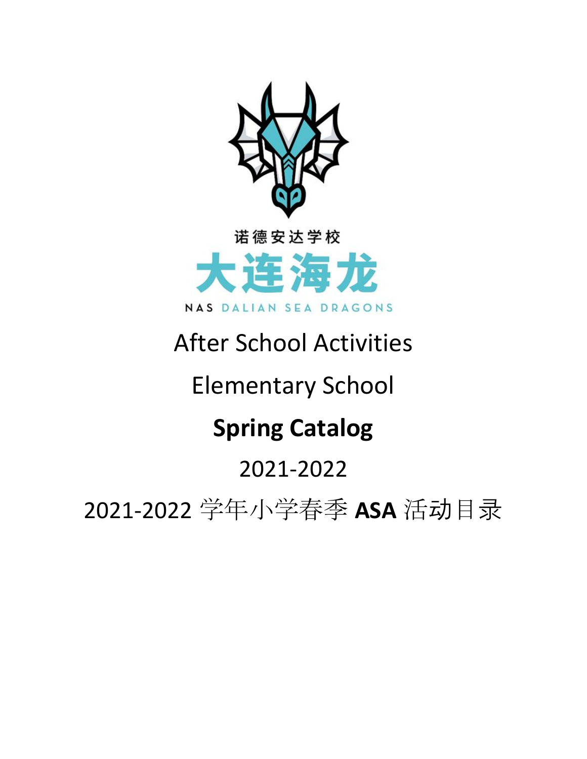诺德安达学校

大连海龙

NAS DALIAN SEA DRAGONS

After School Activities

Elementary School

**Spring Catalog**

2021-2022

2021-2022 学年小学春季 **ASA** 活动目录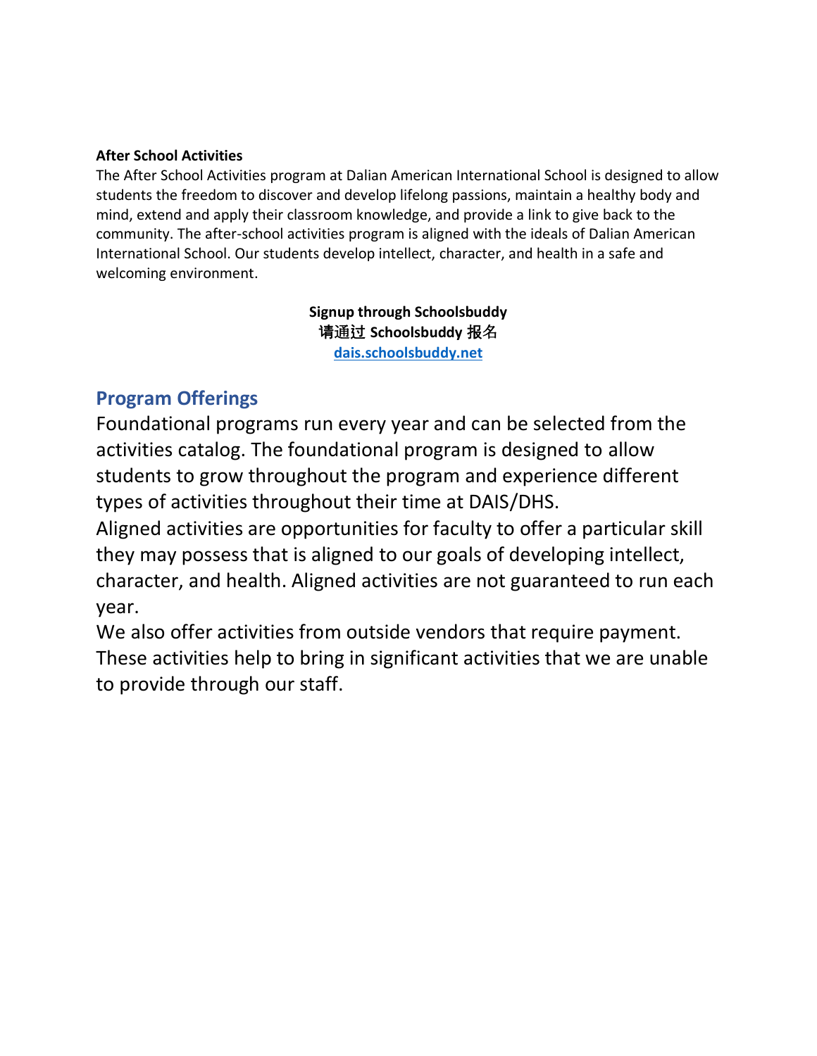**After School Activities**

The After School Activities program at Dalian American International School is designed to allow students the freedom to discover and develop lifelong passions, maintain a healthy body and mind, extend and apply their classroom knowledge, and provide a link to give back to the community. The after-school activities program is aligned with the ideals of Dalian American International School. Our students develop intellect, character, and health in a safe and welcoming environment.

**Signup through Schoolsbuddy**
**请通过 Schoolsbuddy 报名**
**[dais.schoolsbuddy.net](dais.schoolsbuddy.net)**

## Program Offerings

Foundational programs run every year and can be selected from the activities catalog. The foundational program is designed to allow students to grow throughout the program and experience different types of activities throughout their time at DAIS/DHS.

Aligned activities are opportunities for faculty to offer a particular skill they may possess that is aligned to our goals of developing intellect, character, and health. Aligned activities are not guaranteed to run each year.

We also offer activities from outside vendors that require payment. These activities help to bring in significant activities that we are unable to provide through our staff.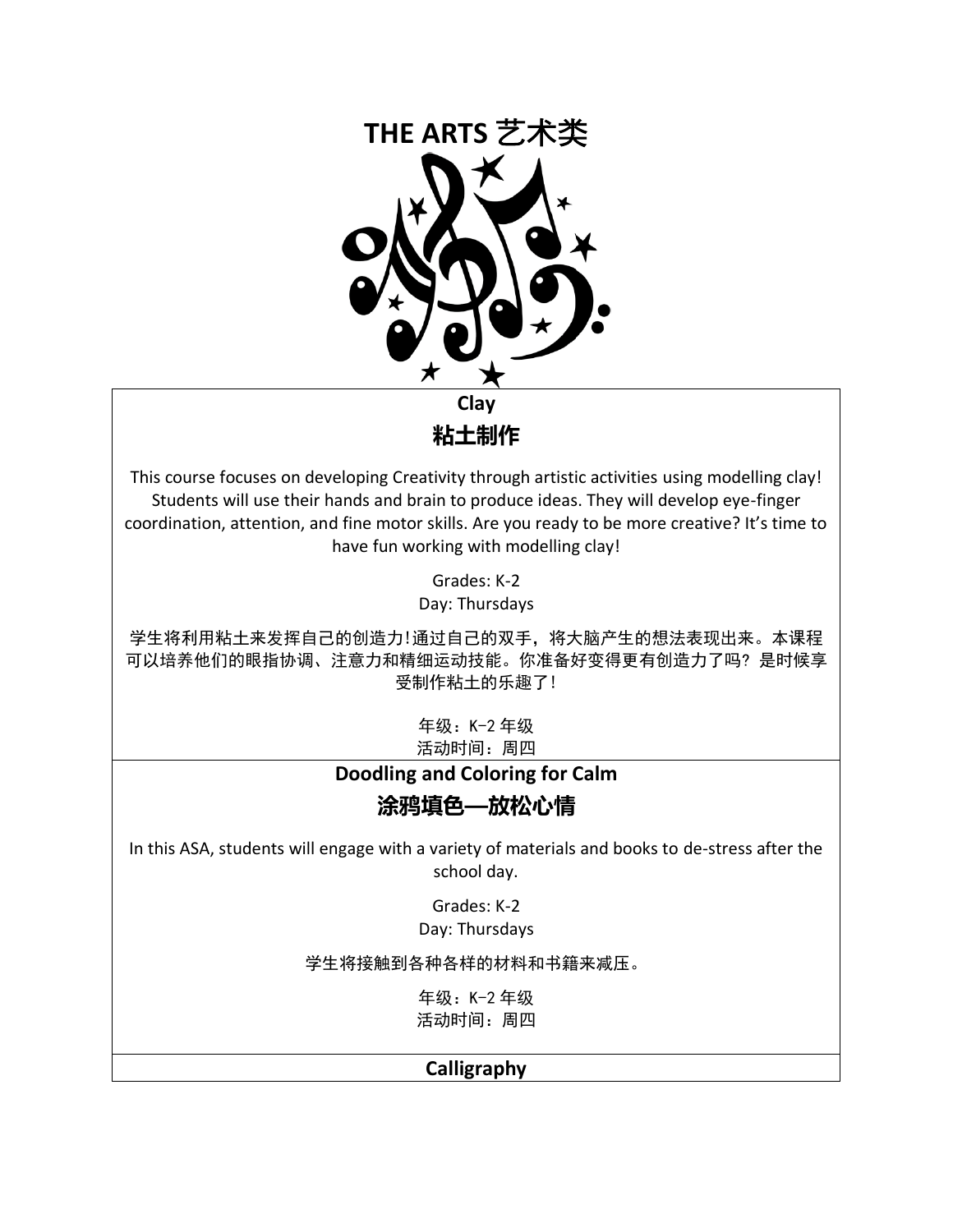# THE ARTS 艺术类

## Clay

## 粘土制作

This course focuses on developing Creativity through artistic activities using modelling clay! Students will use their hands and brain to produce ideas. They will develop eye-finger coordination, attention, and fine motor skills. Are you ready to be more creative? It's time to have fun working with modelling clay!

Grades: K-2
Day: Thursdays

学生将利用粘土来发挥自己的创造力!通过自己的双手，将大脑产生的想法表现出来。本课程可以培养他们的眼指协调、注意力和精细运动技能。你准备好变得更有创造力了吗？是时候享受制作粘土的乐趣了!

年级：K-2 年级
活动时间：周四

## Doodling and Coloring for Calm

## 涂鸦填色—放松心情

In this ASA, students will engage with a variety of materials and books to de-stress after the school day.

Grades: K-2
Day: Thursdays

学生将接触到各种各样的材料和书籍来减压。

年级：K-2 年级
活动时间：周四

## Calligraphy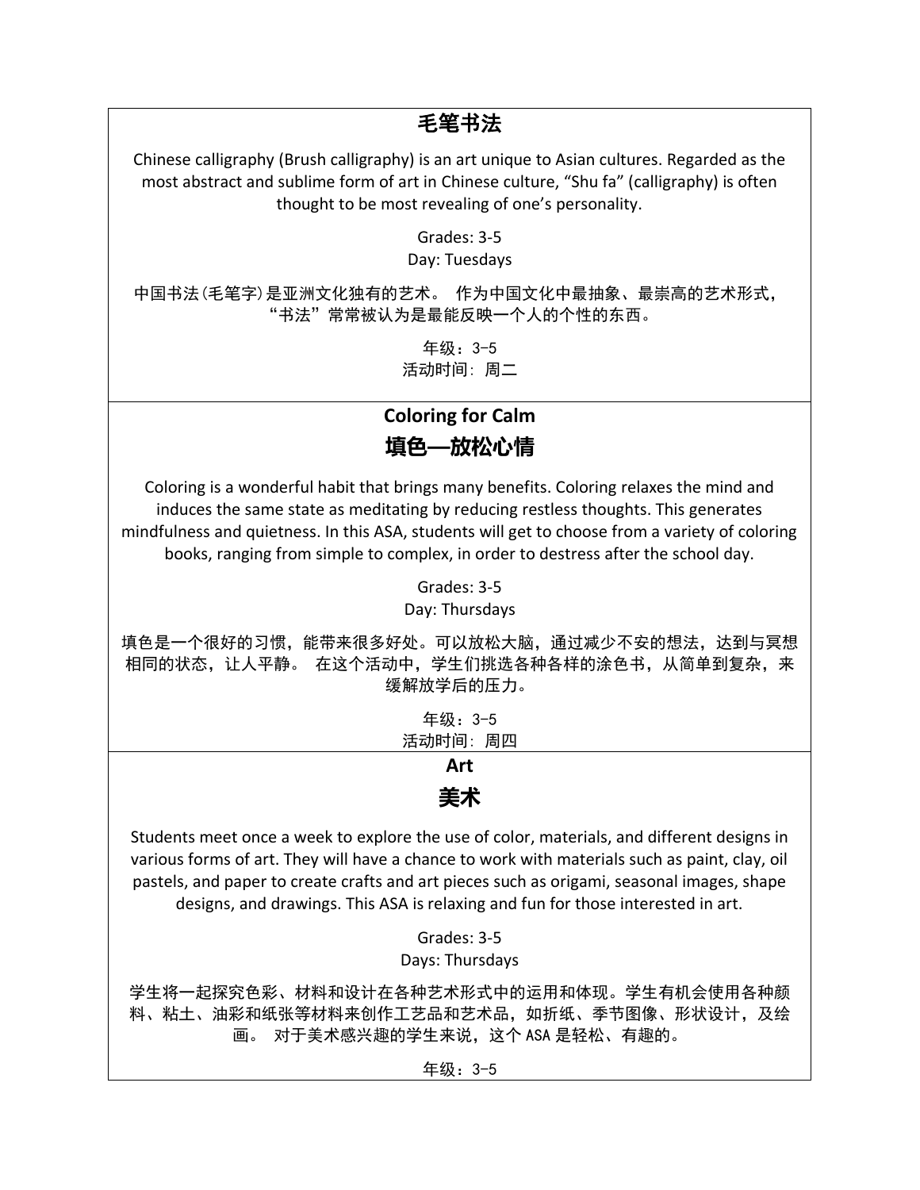## 毛笔书法

Chinese calligraphy (Brush calligraphy) is an art unique to Asian cultures. Regarded as the most abstract and sublime form of art in Chinese culture, “Shu fa” (calligraphy) is often thought to be most revealing of one’s personality.

Grades: 3-5
Day: Tuesdays

中国书法(毛笔字)是亚洲文化独有的艺术。 作为中国文化中最抽象、最崇高的艺术形式，“书法”常常被认为是最能反映一个人的个性的东西。

年级：3-5
活动时间: 周二

## Coloring for Calm
## 填色—放松心情

Coloring is a wonderful habit that brings many benefits. Coloring relaxes the mind and induces the same state as meditating by reducing restless thoughts. This generates mindfulness and quietness. In this ASA, students will get to choose from a variety of coloring books, ranging from simple to complex, in order to destress after the school day.

Grades: 3-5
Day: Thursdays

填色是一个很好的习惯，能带来很多好处。可以放松大脑，通过减少不安的想法，达到与冥想相同的状态，让人平静。 在这个活动中，学生们挑选各种各样的涂色书，从简单到复杂，来缓解放学后的压力。

年级：3-5
活动时间: 周四

## Art
## 美术

Students meet once a week to explore the use of color, materials, and different designs in various forms of art. They will have a chance to work with materials such as paint, clay, oil pastels, and paper to create crafts and art pieces such as origami, seasonal images, shape designs, and drawings. This ASA is relaxing and fun for those interested in art.

Grades: 3-5
Days: Thursdays

学生将一起探究色彩、材料和设计在各种艺术形式中的运用和体现。学生有机会使用各种颜料、粘土、油彩和纸张等材料来创作工艺品和艺术品，如折纸、季节图像、形状设计，及绘画。 对于美术感兴趣的学生来说，这个 ASA 是轻松、有趣的。

年级：3-5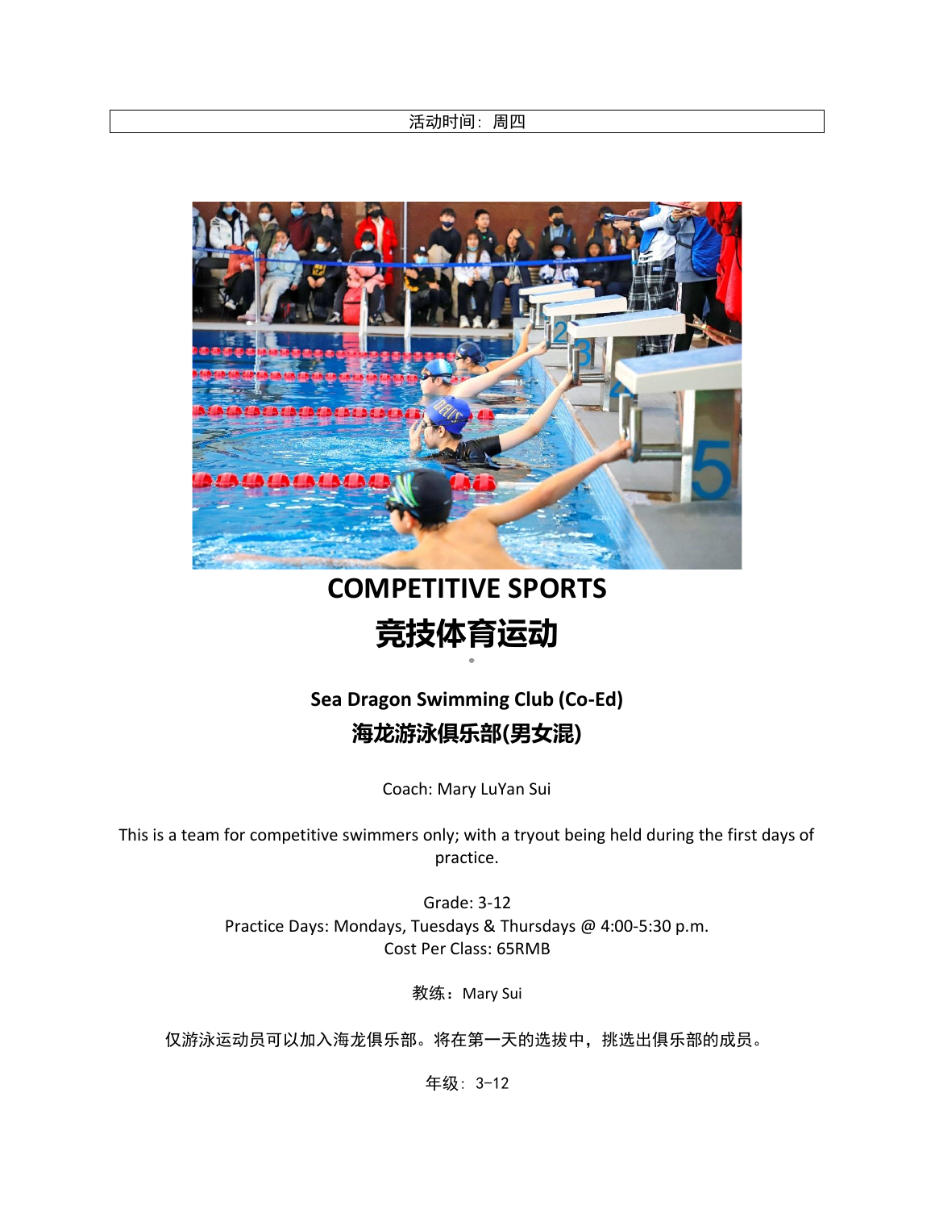活动时间：周四

# COMPETITIVE SPORTS

# 竞技体育运动

### Sea Dragon Swimming Club (Co-Ed)

### 海龙游泳俱乐部(男女混)

Coach: Mary LuYan Sui

This is a team for competitive swimmers only; with a tryout being held during the first days of practice.

Grade: 3-12
Practice Days: Mondays, Tuesdays & Thursdays @ 4:00-5:30 p.m.
Cost Per Class: 65RMB

教练：Mary Sui

仅游泳运动员可以加入海龙俱乐部。将在第一天的选拔中，挑选出俱乐部的成员。

年级：3-12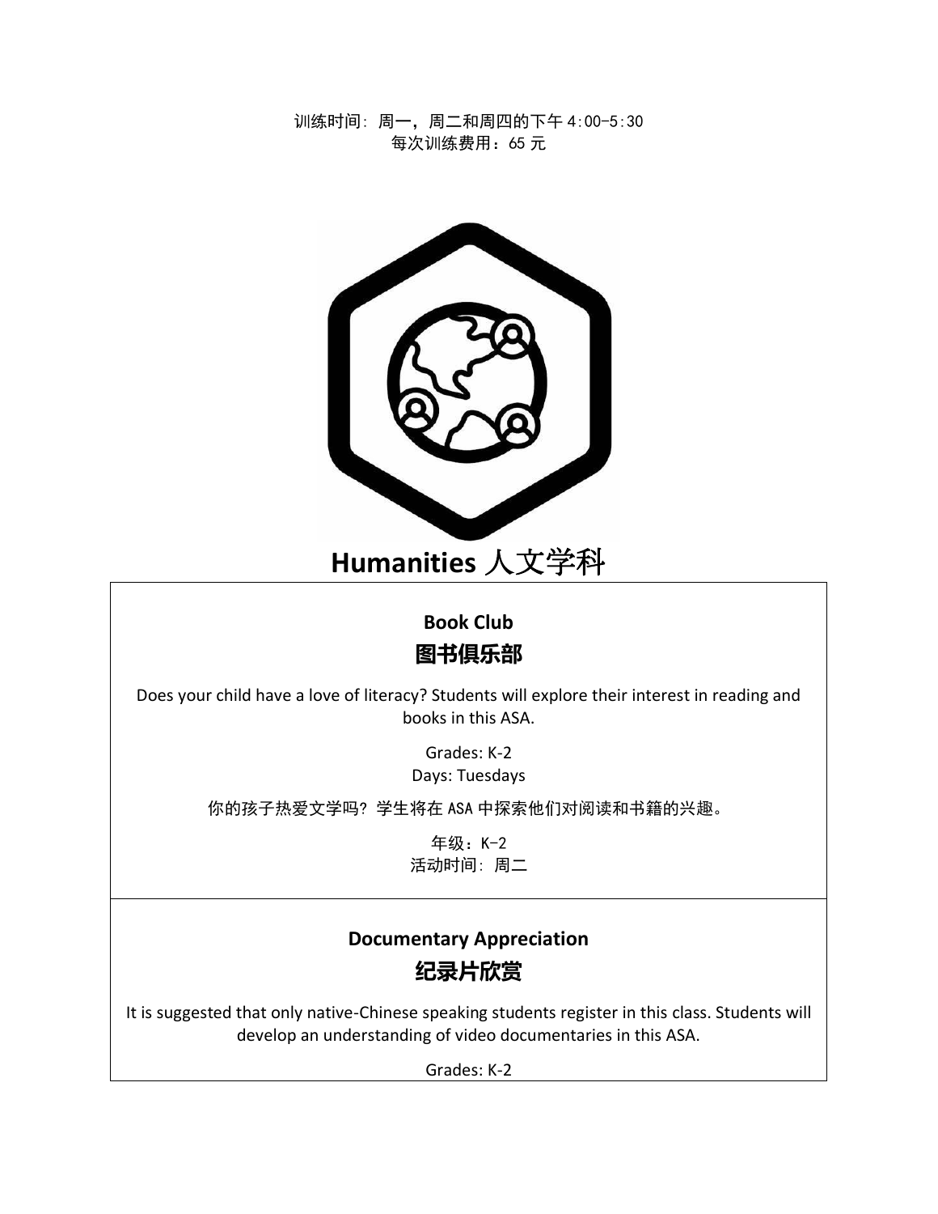训练时间：周一，周二和周四的下午 4:00-5:30
每次训练费用：65 元

# Humanities 人文学科

### Book Club
### 图书俱乐部

Does your child have a love of literacy? Students will explore their interest in reading and books in this ASA.

Grades: K-2
Days: Tuesdays

你的孩子热爱文学吗？学生将在 ASA 中探索他们对阅读和书籍的兴趣。

年级：K-2
活动时间：周二

### Documentary Appreciation
### 纪录片欣赏

It is suggested that only native-Chinese speaking students register in this class. Students will develop an understanding of video documentaries in this ASA.

Grades: K-2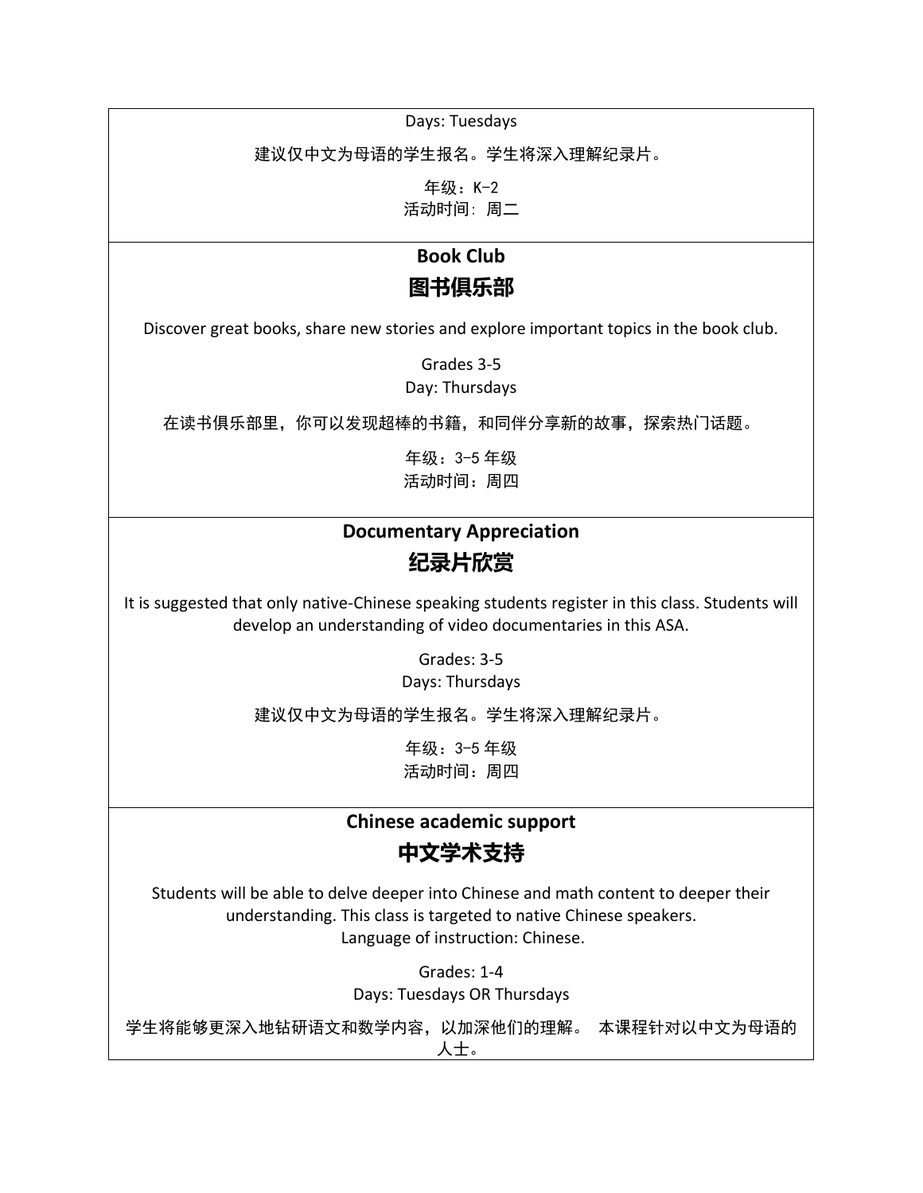Days: Tuesdays

建议仅中文为母语的学生报名。学生将深入理解纪录片。

年级：K-2
活动时间：周二

## Book Club
## 图书俱乐部

Discover great books, share new stories and explore important topics in the book club.

Grades 3-5
Day: Thursdays

在读书俱乐部里，你可以发现超棒的书籍，和同伴分享新的故事，探索热门话题。

年级：3-5 年级
活动时间：周四

## Documentary Appreciation
## 纪录片欣赏

It is suggested that only native-Chinese speaking students register in this class. Students will develop an understanding of video documentaries in this ASA.

Grades: 3-5
Days: Thursdays

建议仅中文为母语的学生报名。学生将深入理解纪录片。

年级：3-5 年级
活动时间：周四

## Chinese academic support
## 中文学术支持

Students will be able to delve deeper into Chinese and math content to deeper their understanding. This class is targeted to native Chinese speakers.
Language of instruction: Chinese.

Grades: 1-4
Days: Tuesdays OR Thursdays

学生将能够更深入地钻研语文和数学内容，以加深他们的理解。 本课程针对以中文为母语的人士。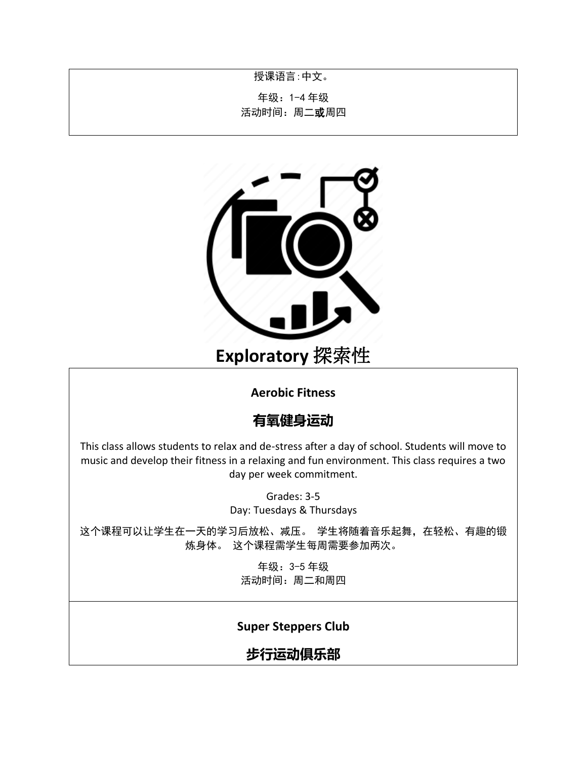授课语言:中文。

年级：1-4 年级
活动时间：周二**或**周四

# Exploratory 探索性

## Aerobic Fitness

## 有氧健身运动

This class allows students to relax and de-stress after a day of school. Students will move to music and develop their fitness in a relaxing and fun environment. This class requires a two day per week commitment.

Grades: 3-5
Day: Tuesdays & Thursdays

这个课程可以让学生在一天的学习后放松、减压。 学生将随着音乐起舞，在轻松、有趣的锻炼身体。 这个课程需学生每周需要参加两次。

年级：3-5 年级
活动时间：周二和周四

## Super Steppers Club

## 步行运动俱乐部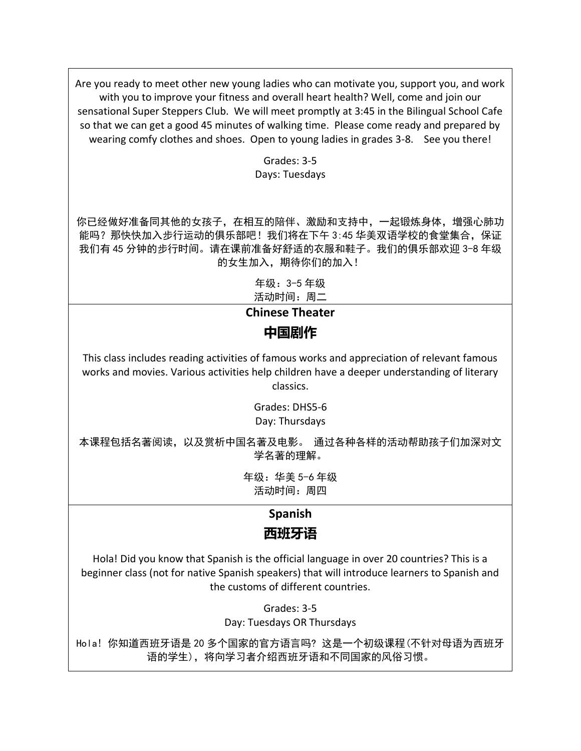Are you ready to meet other new young ladies who can motivate you, support you, and work with you to improve your fitness and overall heart health? Well, come and join our sensational Super Steppers Club. We will meet promptly at 3:45 in the Bilingual School Cafe so that we can get a good 45 minutes of walking time. Please come ready and prepared by wearing comfy clothes and shoes. Open to young ladies in grades 3-8. See you there!

Grades: 3-5
Days: Tuesdays

你已经做好准备同其他的女孩子，在相互的陪伴、激励和支持中，一起锻炼身体，增强心肺功能吗？那快快加入步行运动的俱乐部吧！我们将在下午 3:45 华美双语学校的食堂集合，保证我们有 45 分钟的步行时间。请在课前准备好舒适的衣服和鞋子。我们的俱乐部欢迎 3-8 年级的女生加入，期待你们的加入！

年级：3-5 年级
活动时间：周二

## Chinese Theater

## 中国剧作

This class includes reading activities of famous works and appreciation of relevant famous works and movies. Various activities help children have a deeper understanding of literary classics.

Grades: DHS5-6
Day: Thursdays

本课程包括名著阅读，以及赏析中国名著及电影。 通过各种各样的活动帮助孩子们加深对文学名著的理解。

年级：华美 5-6 年级
活动时间：周四

## Spanish

## 西班牙语

Hola! Did you know that Spanish is the official language in over 20 countries? This is a beginner class (not for native Spanish speakers) that will introduce learners to Spanish and the customs of different countries.

Grades: 3-5
Day: Tuesdays OR Thursdays

Hola！你知道西班牙语是 20 多个国家的官方语言吗？这是一个初级课程(不针对母语为西班牙语的学生)，将向学习者介绍西班牙语和不同国家的风俗习惯。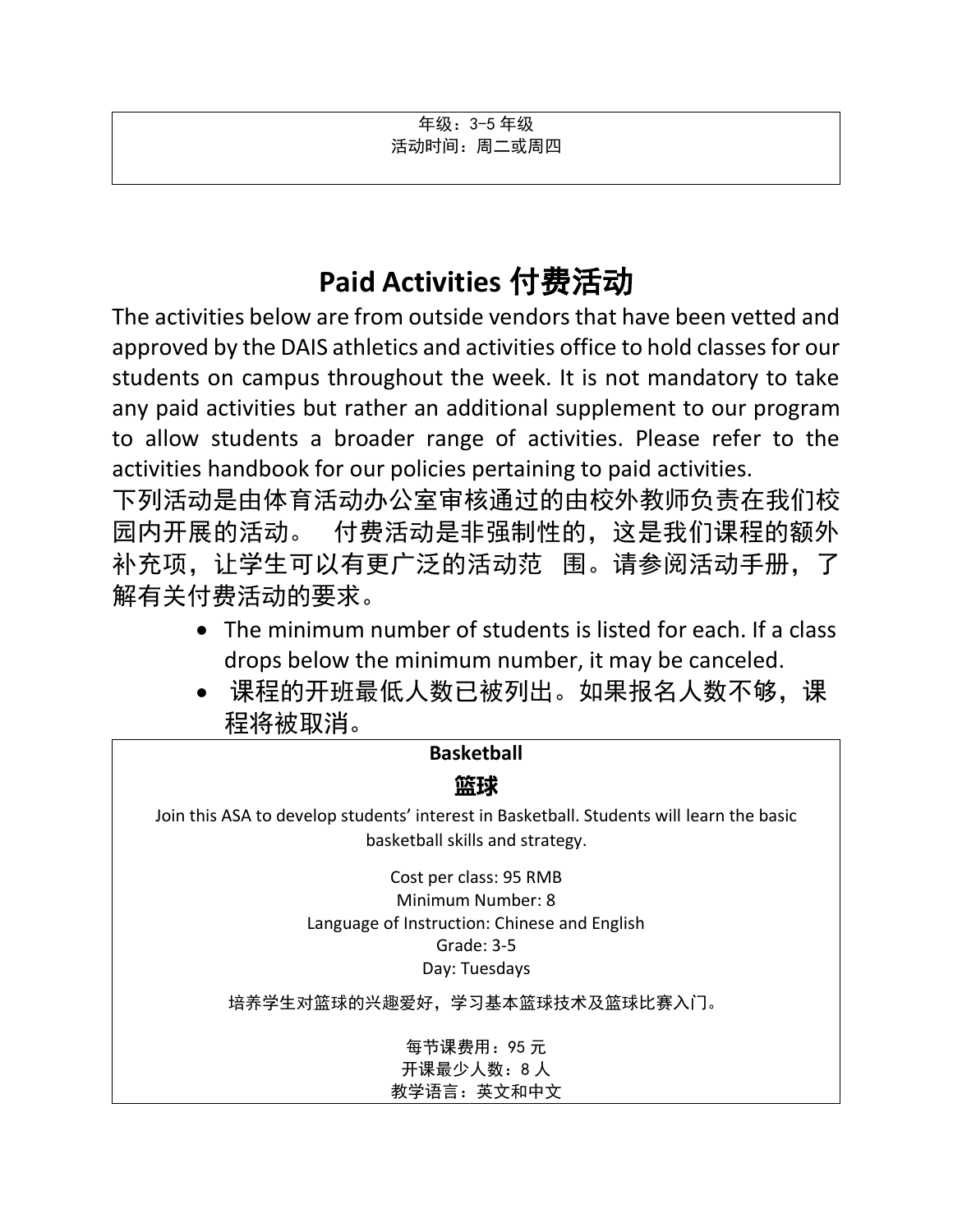年级：3-5 年级
活动时间：周二或周四

# Paid Activities 付费活动

The activities below are from outside vendors that have been vetted and approved by the DAIS athletics and activities office to hold classes for our students on campus throughout the week. It is not mandatory to take any paid activities but rather an additional supplement to our program to allow students a broader range of activities. Please refer to the activities handbook for our policies pertaining to paid activities.

下列活动是由体育活动办公室审核通过的由校外教师负责在我们校园内开展的活动。 付费活动是非强制性的，这是我们课程的额外补充项，让学生可以有更广泛的活动范 围。请参阅活动手册，了解有关付费活动的要求。

- The minimum number of students is listed for each. If a class drops below the minimum number, it may be canceled.
- 课程的开班最低人数已被列出。如果报名人数不够，课程将被取消。

**Basketball**

**篮球**

Join this ASA to develop students' interest in Basketball. Students will learn the basic basketball skills and strategy.

Cost per class: 95 RMB
Minimum Number: 8
Language of Instruction: Chinese and English
Grade: 3-5
Day: Tuesdays

培养学生对篮球的兴趣爱好，学习基本篮球技术及篮球比赛入门。

每节课费用：95 元
开课最少人数：8 人
教学语言：英文和中文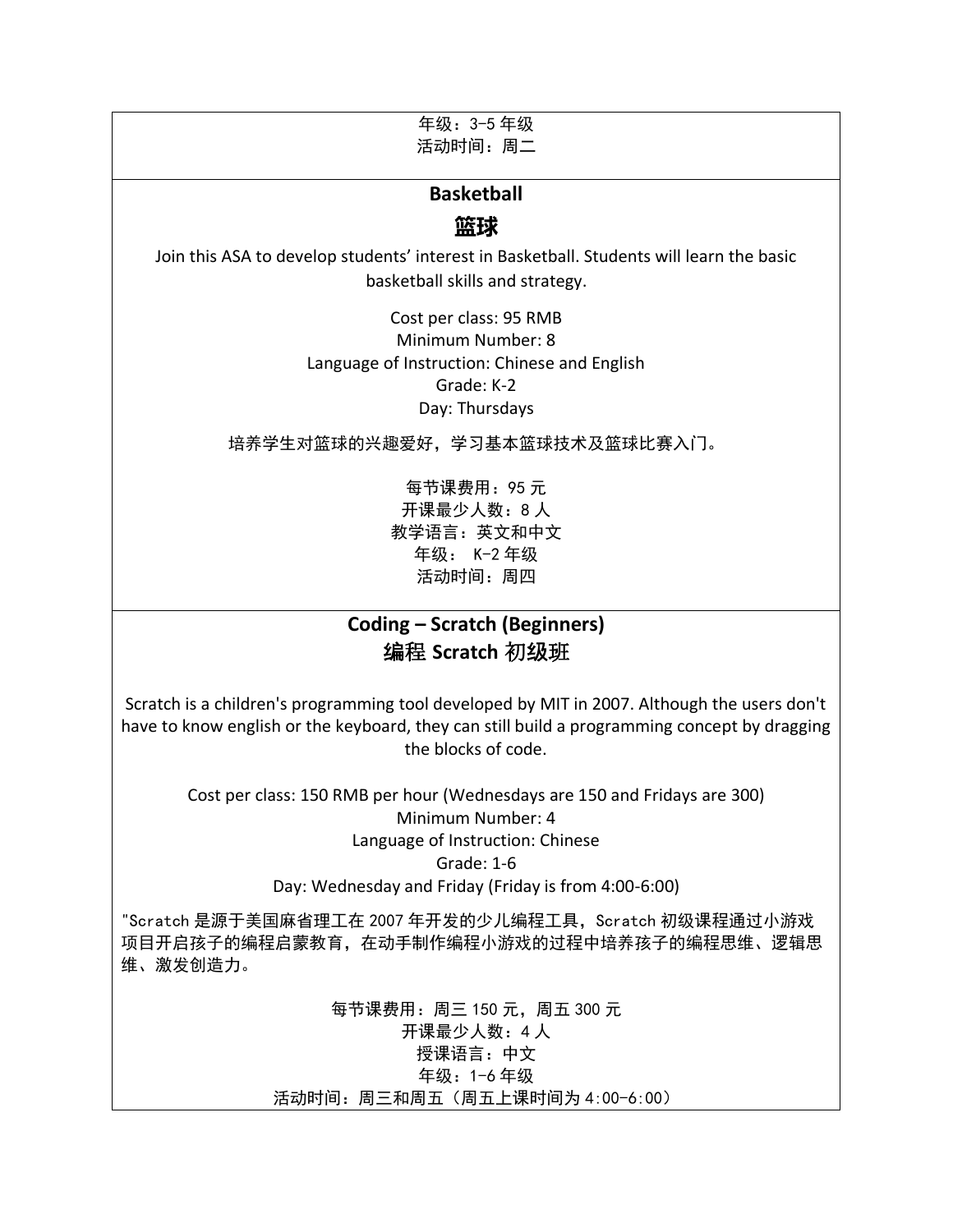年级：3-5 年级
活动时间：周二

## Basketball

## 篮球

Join this ASA to develop students' interest in Basketball. Students will learn the basic basketball skills and strategy.

Cost per class: 95 RMB
Minimum Number: 8
Language of Instruction: Chinese and English
Grade: K-2
Day: Thursdays

培养学生对篮球的兴趣爱好，学习基本篮球技术及篮球比赛入门。

每节课费用：95 元
开课最少人数：8 人
教学语言：英文和中文
年级： K-2 年级
活动时间：周四

## Coding – Scratch (Beginners)
## 编程 Scratch 初级班

Scratch is a children's programming tool developed by MIT in 2007. Although the users don't have to know english or the keyboard, they can still build a programming concept by dragging the blocks of code.

Cost per class: 150 RMB per hour (Wednesdays are 150 and Fridays are 300)
Minimum Number: 4
Language of Instruction: Chinese
Grade: 1-6
Day: Wednesday and Friday (Friday is from 4:00-6:00)

"Scratch 是源于美国麻省理工在 2007 年开发的少儿编程工具，Scratch 初级课程通过小游戏项目开启孩子的编程启蒙教育，在动手制作编程小游戏的过程中培养孩子的编程思维、逻辑思维、激发创造力。

每节课费用：周三 150 元，周五 300 元
开课最少人数：4 人
授课语言：中文
年级：1-6 年级
活动时间：周三和周五（周五上课时间为 4:00-6:00）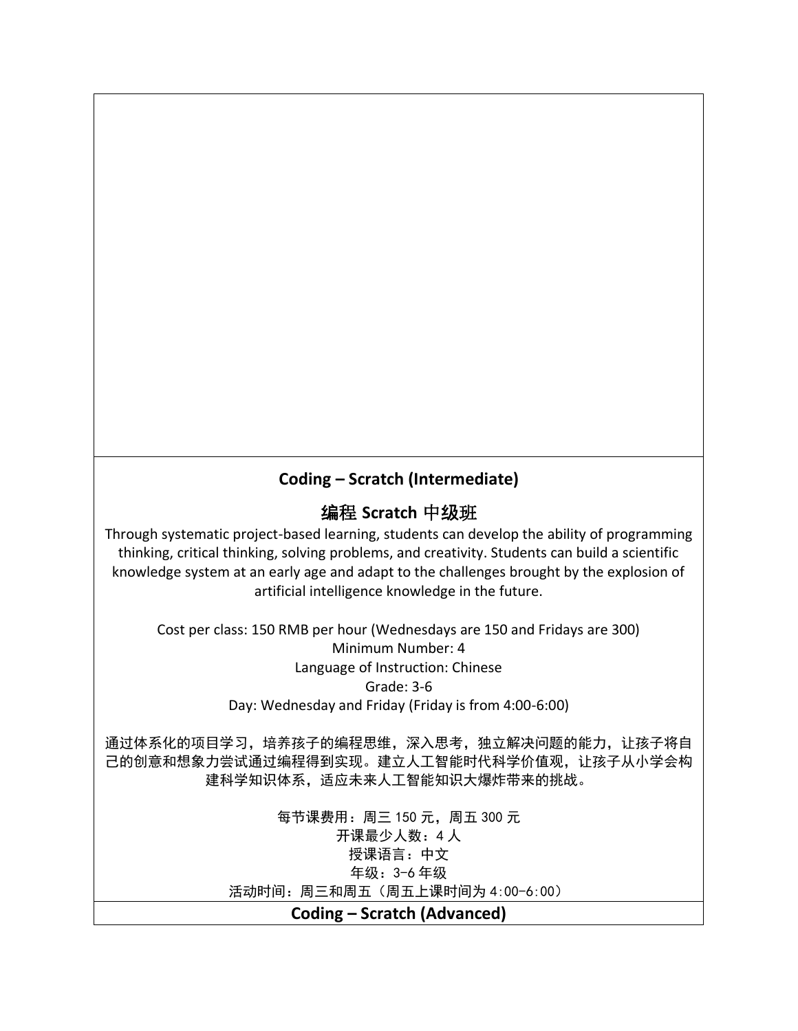## Coding – Scratch (Intermediate)

## 编程 Scratch 中级班

Through systematic project-based learning, students can develop the ability of programming thinking, critical thinking, solving problems, and creativity. Students can build a scientific knowledge system at an early age and adapt to the challenges brought by the explosion of artificial intelligence knowledge in the future.

Cost per class: 150 RMB per hour (Wednesdays are 150 and Fridays are 300)
Minimum Number: 4
Language of Instruction: Chinese
Grade: 3-6
Day: Wednesday and Friday (Friday is from 4:00-6:00)

通过体系化的项目学习，培养孩子的编程思维，深入思考，独立解决问题的能力，让孩子将自己的创意和想象力尝试通过编程得到实现。建立人工智能时代科学价值观，让孩子从小学会构建科学知识体系，适应未来人工智能知识大爆炸带来的挑战。

每节课费用：周三 150 元，周五 300 元
开课最少人数：4 人
授课语言：中文
年级：3-6 年级
活动时间：周三和周五（周五上课时间为 4:00-6:00）

## Coding – Scratch (Advanced)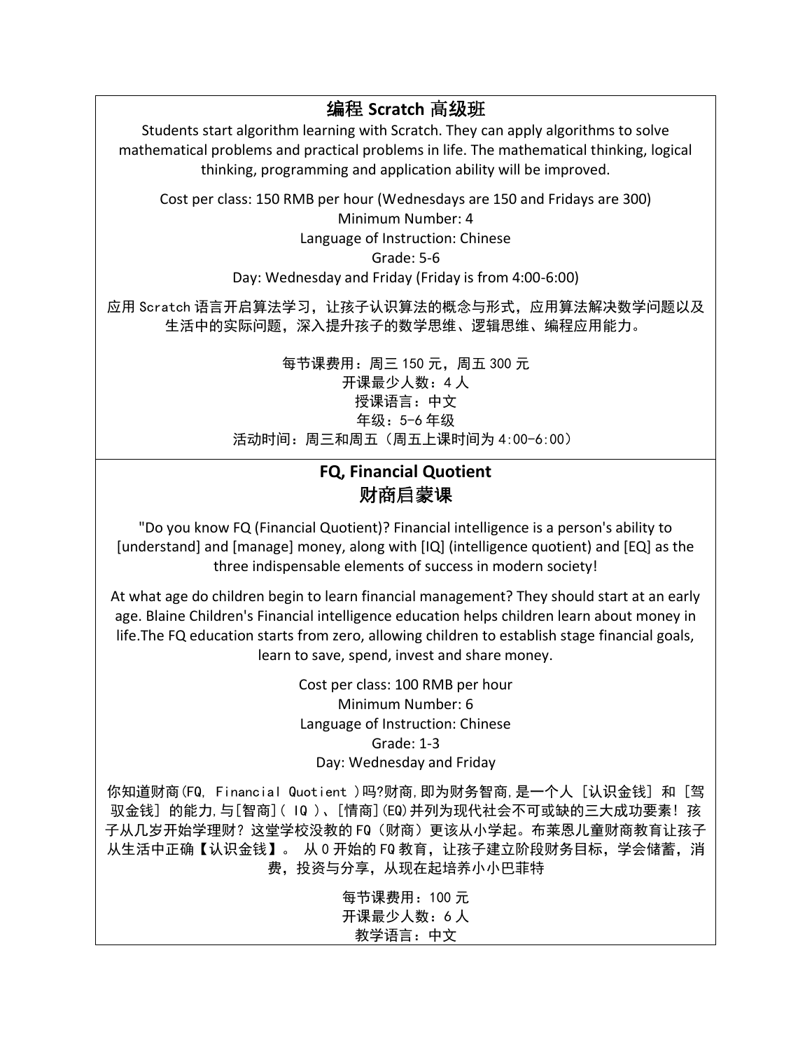## 编程 Scratch 高级班

Students start algorithm learning with Scratch. They can apply algorithms to solve mathematical problems and practical problems in life. The mathematical thinking, logical thinking, programming and application ability will be improved.

Cost per class: 150 RMB per hour (Wednesdays are 150 and Fridays are 300)
Minimum Number: 4
Language of Instruction: Chinese
Grade: 5-6
Day: Wednesday and Friday (Friday is from 4:00-6:00)

应用 Scratch 语言开启算法学习，让孩子认识算法的概念与形式，应用算法解决数学问题以及生活中的实际问题，深入提升孩子的数学思维、逻辑思维、编程应用能力。

每节课费用：周三 150 元，周五 300 元
开课最少人数：4 人
授课语言：中文
年级：5-6 年级
活动时间：周三和周五（周五上课时间为 4:00-6:00）

## FQ, Financial Quotient
## 财商启蒙课

"Do you know FQ (Financial Quotient)? Financial intelligence is a person's ability to [understand] and [manage] money, along with [IQ] (intelligence quotient) and [EQ] as the three indispensable elements of success in modern society!

At what age do children begin to learn financial management? They should start at an early age. Blaine Children's Financial intelligence education helps children learn about money in life.The FQ education starts from zero, allowing children to establish stage financial goals, learn to save, spend, invest and share money.

Cost per class: 100 RMB per hour
Minimum Number: 6
Language of Instruction: Chinese
Grade: 1-3
Day: Wednesday and Friday

你知道财商(FQ, Financial Quotient )吗?财商,即为财务智商,是一个人 [认识金钱] 和 [驾驭金钱] 的能力,与[智商]( IQ )、[情商](EQ)并列为现代社会不可或缺的三大成功要素! 孩子从几岁开始学理财？这堂学校没教的 FQ（财商）更该从小学起。布莱恩儿童财商教育让孩子从生活中正确【认识金钱】。 从 0 开始的 FQ 教育，让孩子建立阶段财务目标，学会储蓄，消费，投资与分享，从现在起培养小小巴菲特

每节课费用：100 元
开课最少人数：6 人
教学语言：中文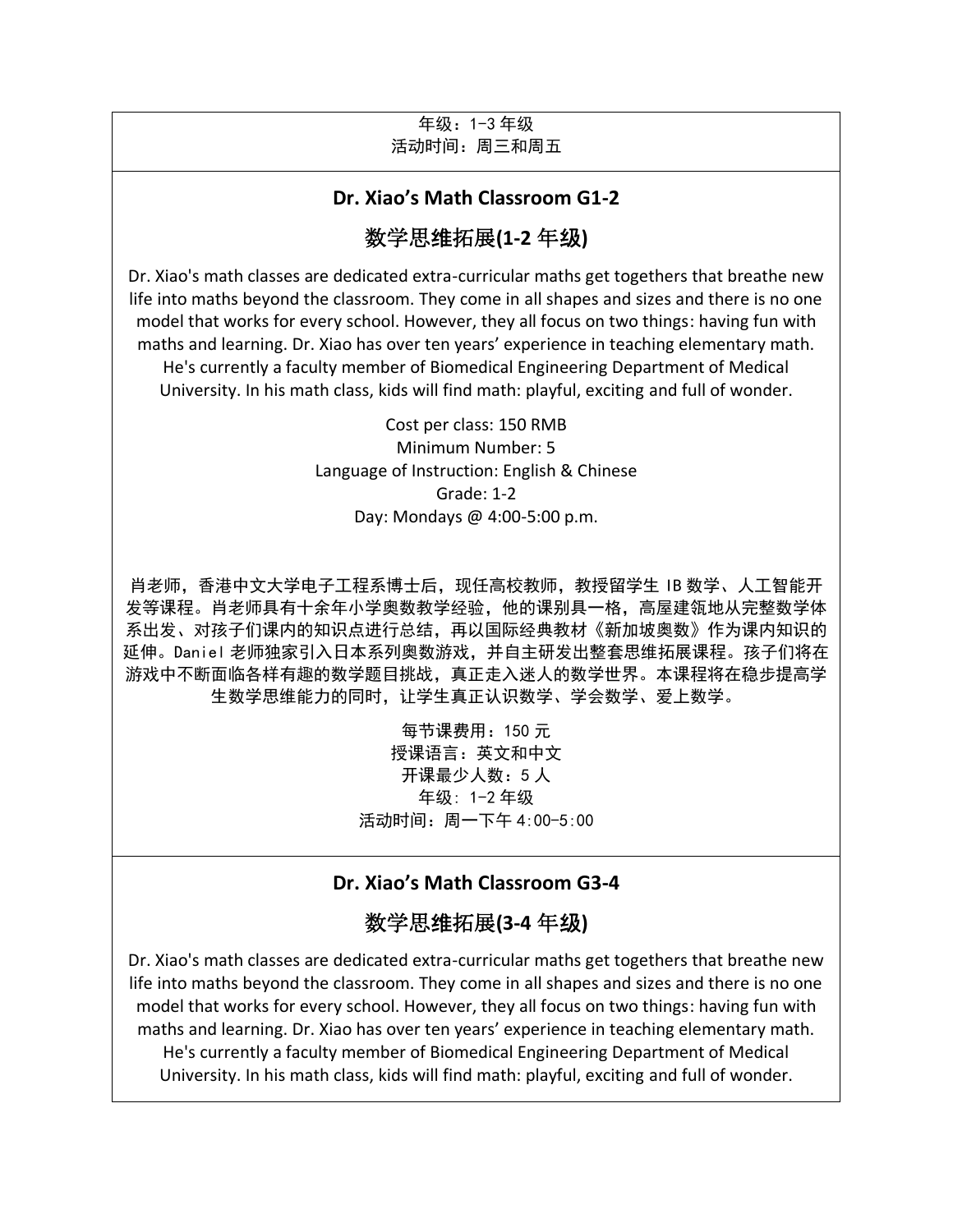年级：1-3 年级
活动时间：周三和周五

## Dr. Xiao's Math Classroom G1-2

## 数学思维拓展(1-2 年级)

Dr. Xiao's math classes are dedicated extra-curricular maths get togethers that breathe new life into maths beyond the classroom. They come in all shapes and sizes and there is no one model that works for every school. However, they all focus on two things: having fun with maths and learning. Dr. Xiao has over ten years' experience in teaching elementary math. He's currently a faculty member of Biomedical Engineering Department of Medical University. In his math class, kids will find math: playful, exciting and full of wonder.

Cost per class: 150 RMB
Minimum Number: 5
Language of Instruction: English & Chinese
Grade: 1-2
Day: Mondays @ 4:00-5:00 p.m.

肖老师，香港中文大学电子工程系博士后，现任高校教师，教授留学生 IB 数学、人工智能开发等课程。肖老师具有十余年小学奥数教学经验，他的课别具一格，高屋建瓴地从完整数学体系出发、对孩子们课内的知识点进行总结，再以国际经典教材《新加坡奥数》作为课内知识的延伸。Daniel 老师独家引入日本系列奥数游戏，并自主研发出整套思维拓展课程。孩子们将在游戏中不断面临各样有趣的数学题目挑战，真正走入迷人的数学世界。本课程将在稳步提高学生数学思维能力的同时，让学生真正认识数学、学会数学、爱上数学。

每节课费用：150 元
授课语言：英文和中文
开课最少人数：5 人
年级: 1-2 年级
活动时间：周一下午 4:00-5:00

## Dr. Xiao's Math Classroom G3-4

## 数学思维拓展(3-4 年级)

Dr. Xiao's math classes are dedicated extra-curricular maths get togethers that breathe new life into maths beyond the classroom. They come in all shapes and sizes and there is no one model that works for every school. However, they all focus on two things: having fun with maths and learning. Dr. Xiao has over ten years' experience in teaching elementary math. He's currently a faculty member of Biomedical Engineering Department of Medical University. In his math class, kids will find math: playful, exciting and full of wonder.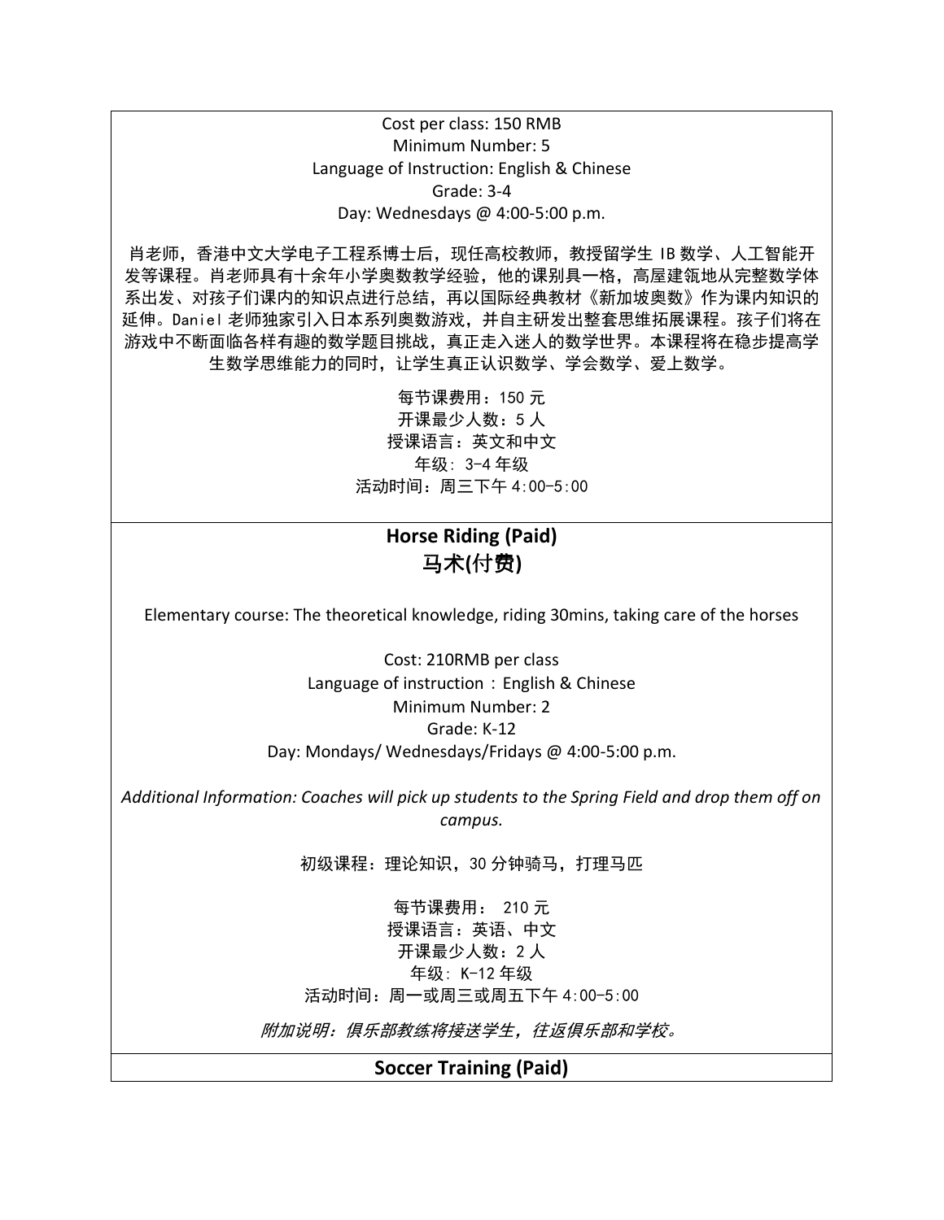Cost per class: 150 RMB
Minimum Number: 5
Language of Instruction: English & Chinese
Grade: 3-4
Day: Wednesdays @ 4:00-5:00 p.m.

肖老师，香港中文大学电子工程系博士后，现任高校教师，教授留学生 IB 数学、人工智能开发等课程。肖老师具有十余年小学奥数教学经验，他的课别具一格，高屋建瓴地从完整数学体系出发、对孩子们课内的知识点进行总结，再以国际经典教材《新加坡奥数》作为课内知识的延伸。Daniel 老师独家引入日本系列奥数游戏，并自主研发出整套思维拓展课程。孩子们将在游戏中不断面临各样有趣的数学题目挑战，真正走入迷人的数学世界。本课程将在稳步提高学生数学思维能力的同时，让学生真正认识数学、学会数学、爱上数学。

每节课费用：150 元
开课最少人数：5 人
授课语言：英文和中文
年级: 3-4 年级
活动时间：周三下午 4:00-5:00

## Horse Riding (Paid)
## 马术(付费)

Elementary course: The theoretical knowledge, riding 30mins, taking care of the horses

Cost: 210RMB per class
Language of instruction：English & Chinese
Minimum Number: 2
Grade: K-12
Day: Mondays/ Wednesdays/Fridays @ 4:00-5:00 p.m.

*Additional Information: Coaches will pick up students to the Spring Field and drop them off on campus.*

初级课程：理论知识，30 分钟骑马，打理马匹

每节课费用： 210 元
授课语言：英语、中文
开课最少人数：2 人
年级: K-12 年级
活动时间：周一或周三或周五下午 4:00-5:00

*附加说明：俱乐部教练将接送学生，往返俱乐部和学校。*

## Soccer Training (Paid)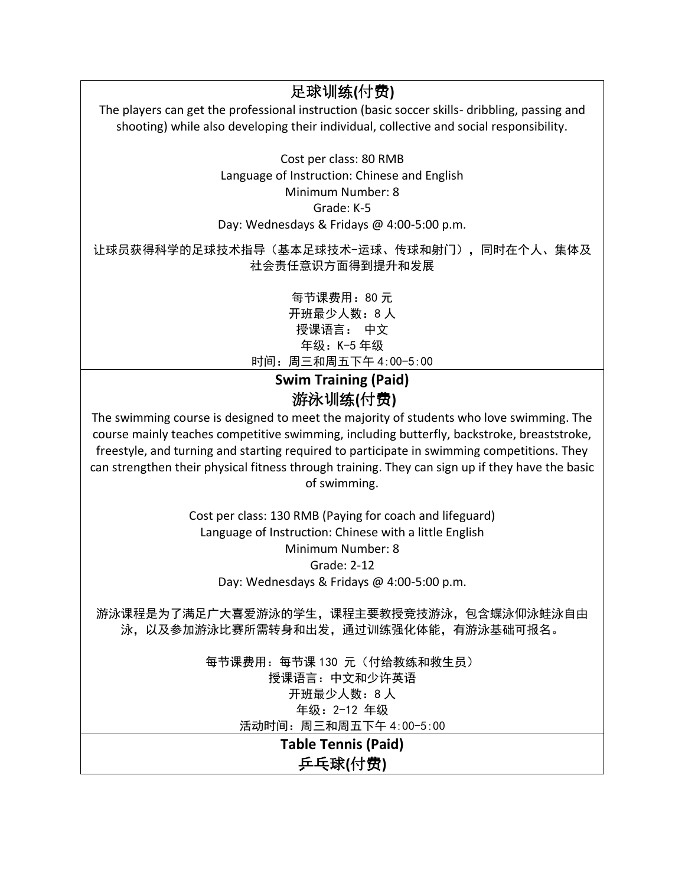## 足球训练(付费)

The players can get the professional instruction (basic soccer skills- dribbling, passing and shooting) while also developing their individual, collective and social responsibility.

Cost per class: 80 RMB
Language of Instruction: Chinese and English
Minimum Number: 8
Grade: K-5
Day: Wednesdays & Fridays @ 4:00-5:00 p.m.

让球员获得科学的足球技术指导（基本足球技术-运球、传球和射门），同时在个人、集体及社会责任意识方面得到提升和发展

每节课费用：80 元
开班最少人数：8 人
授课语言： 中文
年级：K-5 年级
时间：周三和周五下午 4:00-5:00

## Swim Training (Paid)
## 游泳训练(付费)

The swimming course is designed to meet the majority of students who love swimming. The course mainly teaches competitive swimming, including butterfly, backstroke, breaststroke, freestyle, and turning and starting required to participate in swimming competitions. They can strengthen their physical fitness through training. They can sign up if they have the basic of swimming.

Cost per class: 130 RMB (Paying for coach and lifeguard)
Language of Instruction: Chinese with a little English
Minimum Number: 8
Grade: 2-12
Day: Wednesdays & Fridays @ 4:00-5:00 p.m.

游泳课程是为了满足广大喜爱游泳的学生，课程主要教授竞技游泳，包含蝶泳仰泳蛙泳自由泳，以及参加游泳比赛所需转身和出发，通过训练强化体能，有游泳基础可报名。

每节课费用：每节课 130 元（付给教练和救生员）
授课语言：中文和少许英语
开班最少人数：8 人
年级：2-12 年级
活动时间：周三和周五下午 4:00-5:00

## Table Tennis (Paid)
## 乒乓球(付费)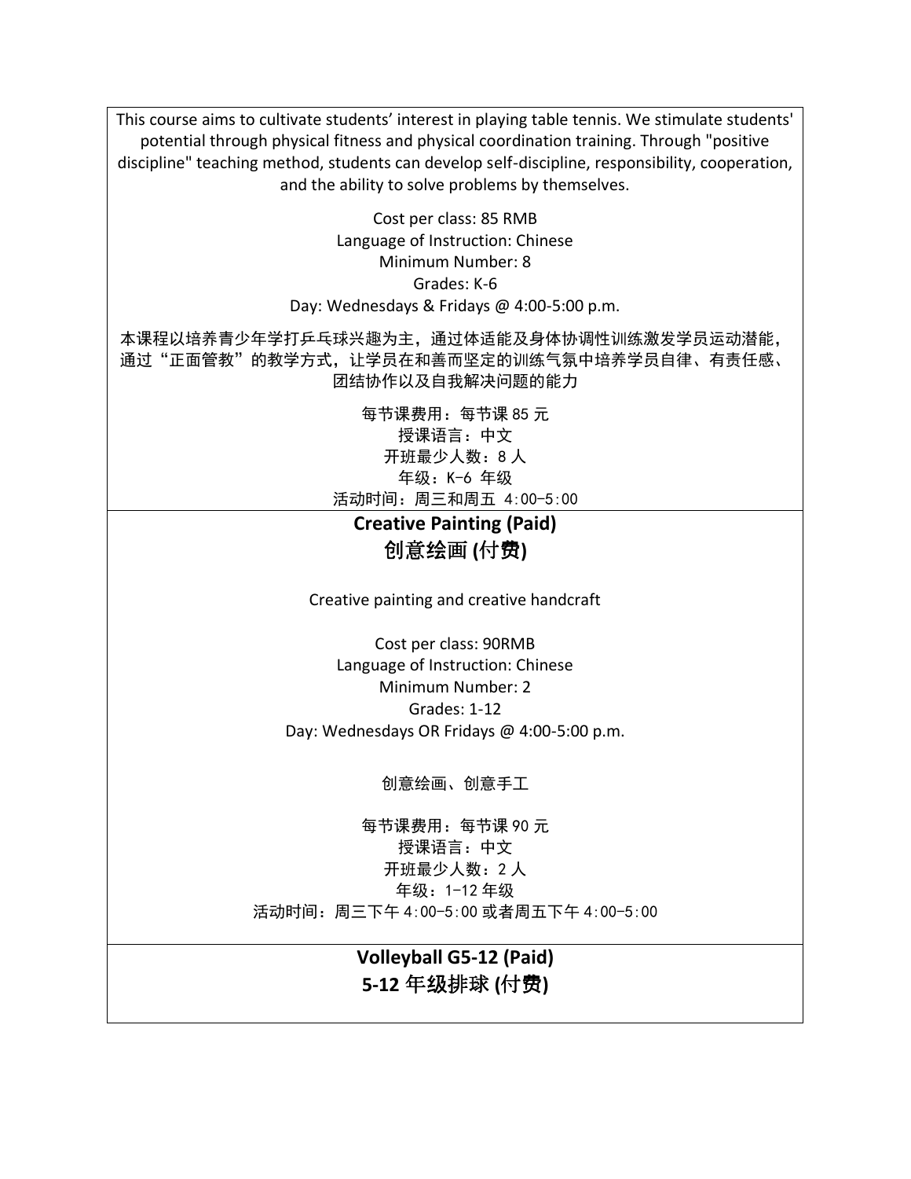This course aims to cultivate students' interest in playing table tennis. We stimulate students' potential through physical fitness and physical coordination training. Through "positive discipline" teaching method, students can develop self-discipline, responsibility, cooperation, and the ability to solve problems by themselves.

Cost per class: 85 RMB
Language of Instruction: Chinese
Minimum Number: 8
Grades: K-6
Day: Wednesdays & Fridays @ 4:00-5:00 p.m.

本课程以培养青少年学打乒乓球兴趣为主，通过体适能及身体协调性训练激发学员运动潜能，通过“正面管教”的教学方式，让学员在和善而坚定的训练气氛中培养学员自律、有责任感、团结协作以及自我解决问题的能力

每节课费用：每节课 85 元
授课语言：中文
开班最少人数：8 人
年级：K-6 年级
活动时间：周三和周五 4:00-5:00

## Creative Painting (Paid)
## 创意绘画 (付费)

Creative painting and creative handcraft

Cost per class: 90RMB
Language of Instruction: Chinese
Minimum Number: 2
Grades: 1-12
Day: Wednesdays OR Fridays @ 4:00-5:00 p.m.

创意绘画、创意手工

每节课费用：每节课 90 元
授课语言：中文
开班最少人数：2 人
年级：1-12 年级
活动时间：周三下午 4:00-5:00 或者周五下午 4:00-5:00

## Volleyball G5-12 (Paid)
## 5-12 年级排球 (付费)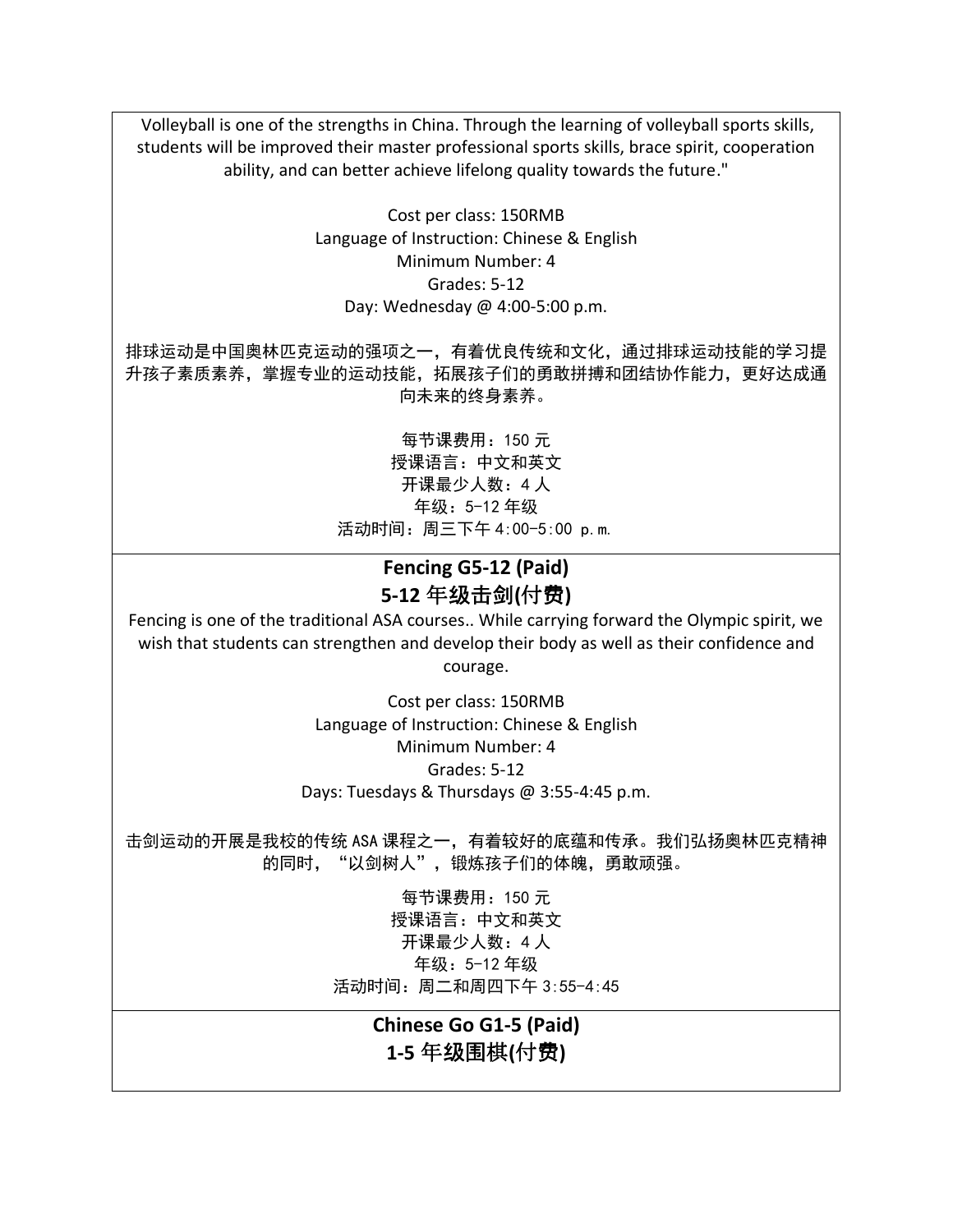Volleyball is one of the strengths in China. Through the learning of volleyball sports skills, students will be improved their master professional sports skills, brace spirit, cooperation ability, and can better achieve lifelong quality towards the future."

Cost per class: 150RMB
Language of Instruction: Chinese & English
Minimum Number: 4
Grades: 5-12
Day: Wednesday @ 4:00-5:00 p.m.

排球运动是中国奥林匹克运动的强项之一，有着优良传统和文化，通过排球运动技能的学习提升孩子素质素养，掌握专业的运动技能，拓展孩子们的勇敢拼搏和团结协作能力，更好达成通向未来的终身素养。

每节课费用：150 元
授课语言：中文和英文
开课最少人数：4 人
年级：5-12 年级
活动时间：周三下午 4:00-5:00 p.m.

## Fencing G5-12 (Paid)
## 5-12 年级击剑(付费)

Fencing is one of the traditional ASA courses.. While carrying forward the Olympic spirit, we wish that students can strengthen and develop their body as well as their confidence and courage.

Cost per class: 150RMB
Language of Instruction: Chinese & English
Minimum Number: 4
Grades: 5-12
Days: Tuesdays & Thursdays @ 3:55-4:45 p.m.

击剑运动的开展是我校的传统 ASA 课程之一，有着较好的底蕴和传承。我们弘扬奥林匹克精神的同时，“以剑树人”，锻炼孩子们的体魄，勇敢顽强。

每节课费用：150 元
授课语言：中文和英文
开课最少人数：4 人
年级：5-12 年级
活动时间：周二和周四下午 3:55-4:45

## Chinese Go G1-5 (Paid)
## 1-5 年级围棋(付费)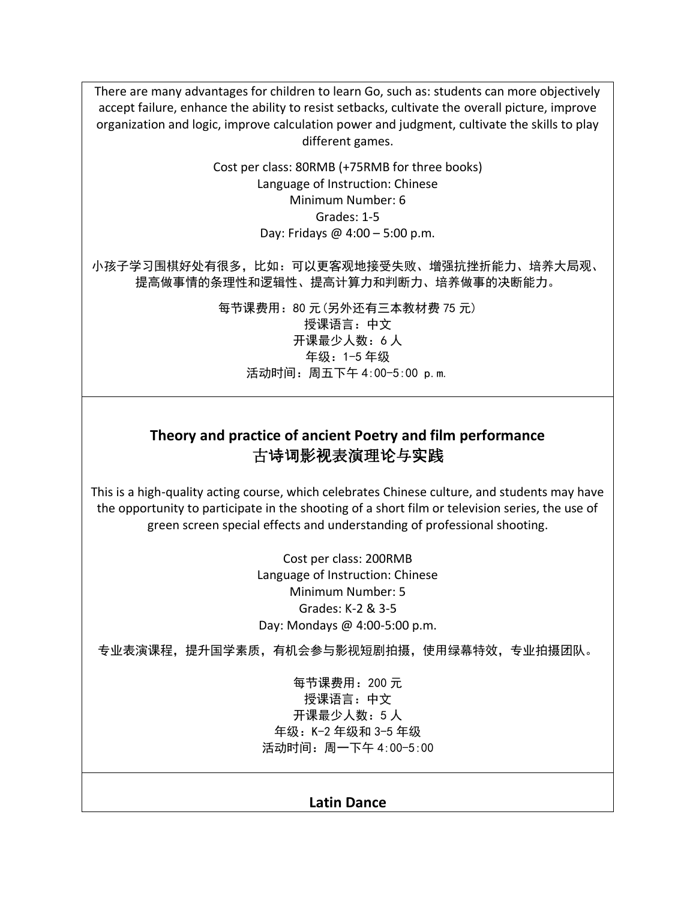There are many advantages for children to learn Go, such as: students can more objectively accept failure, enhance the ability to resist setbacks, cultivate the overall picture, improve organization and logic, improve calculation power and judgment, cultivate the skills to play different games.

Cost per class: 80RMB (+75RMB for three books)
Language of Instruction: Chinese
Minimum Number: 6
Grades: 1-5
Day: Fridays @ 4:00 – 5:00 p.m.

小孩子学习围棋好处有很多，比如：可以更客观地接受失败、增强抗挫折能力、培养大局观、提高做事情的条理性和逻辑性、提高计算力和判断力、培养做事的决断能力。

每节课费用：80 元(另外还有三本教材费 75 元)
授课语言：中文
开课最少人数：6 人
年级：1-5 年级
活动时间：周五下午 4:00-5:00 p.m.

---

## Theory and practice of ancient Poetry and film performance
## 古诗词影视表演理论与实践

This is a high-quality acting course, which celebrates Chinese culture, and students may have the opportunity to participate in the shooting of a short film or television series, the use of green screen special effects and understanding of professional shooting.

Cost per class: 200RMB
Language of Instruction: Chinese
Minimum Number: 5
Grades: K-2 & 3-5
Day: Mondays @ 4:00-5:00 p.m.

专业表演课程，提升国学素质，有机会参与影视短剧拍摄，使用绿幕特效，专业拍摄团队。

每节课费用：200 元
授课语言：中文
开课最少人数：5 人
年级：K-2 年级和 3-5 年级
活动时间：周一下午 4:00-5:00

---

## Latin Dance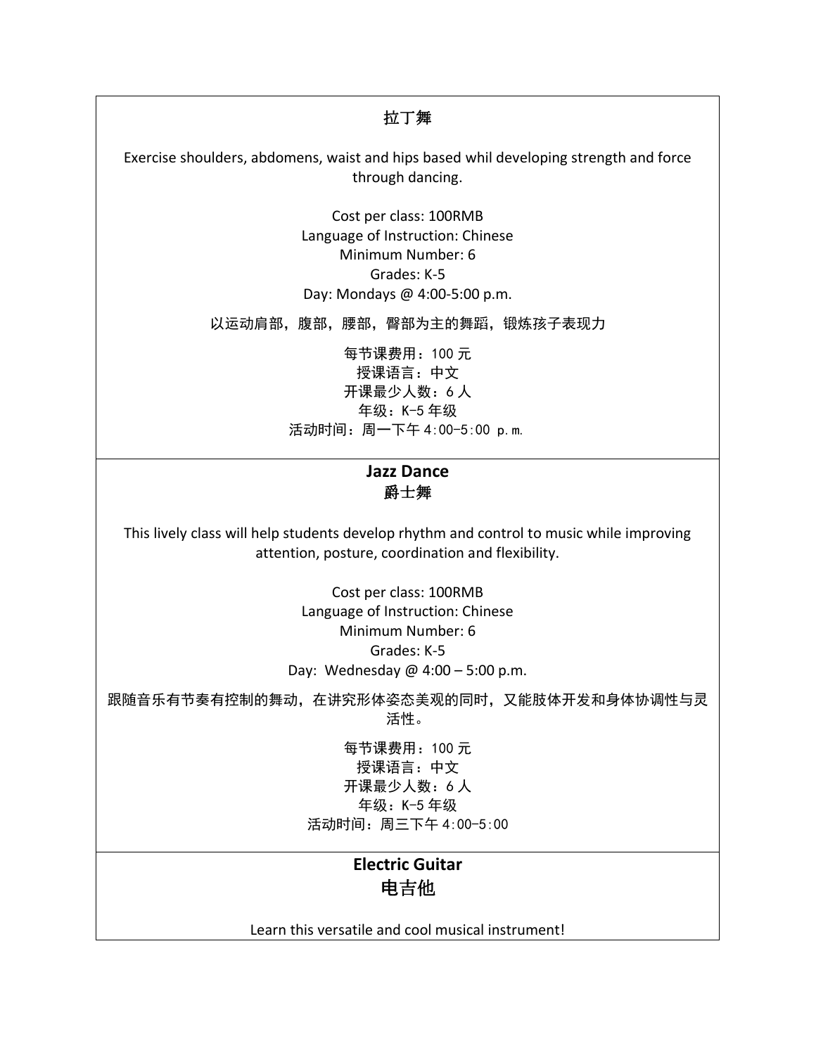**拉丁舞**

Exercise shoulders, abdomens, waist and hips based whil developing strength and force through dancing.

Cost per class: 100RMB
Language of Instruction: Chinese
Minimum Number: 6
Grades: K-5
Day: Mondays @ 4:00-5:00 p.m.

以运动肩部，腹部，腰部，臀部为主的舞蹈，锻炼孩子表现力

每节课费用：100 元
授课语言：中文
开课最少人数：6 人
年级：K-5 年级
活动时间：周一下午 4:00-5:00 p.m.

---

**Jazz Dance**
**爵士舞**

This lively class will help students develop rhythm and control to music while improving attention, posture, coordination and flexibility.

Cost per class: 100RMB
Language of Instruction: Chinese
Minimum Number: 6
Grades: K-5
Day: Wednesday @ 4:00 – 5:00 p.m.

跟随音乐有节奏有控制的舞动，在讲究形体姿态美观的同时，又能肢体开发和身体协调性与灵活性。

每节课费用：100 元
授课语言：中文
开课最少人数：6 人
年级：K-5 年级
活动时间：周三下午 4:00-5:00

---

**Electric Guitar**
**电吉他**

Learn this versatile and cool musical instrument!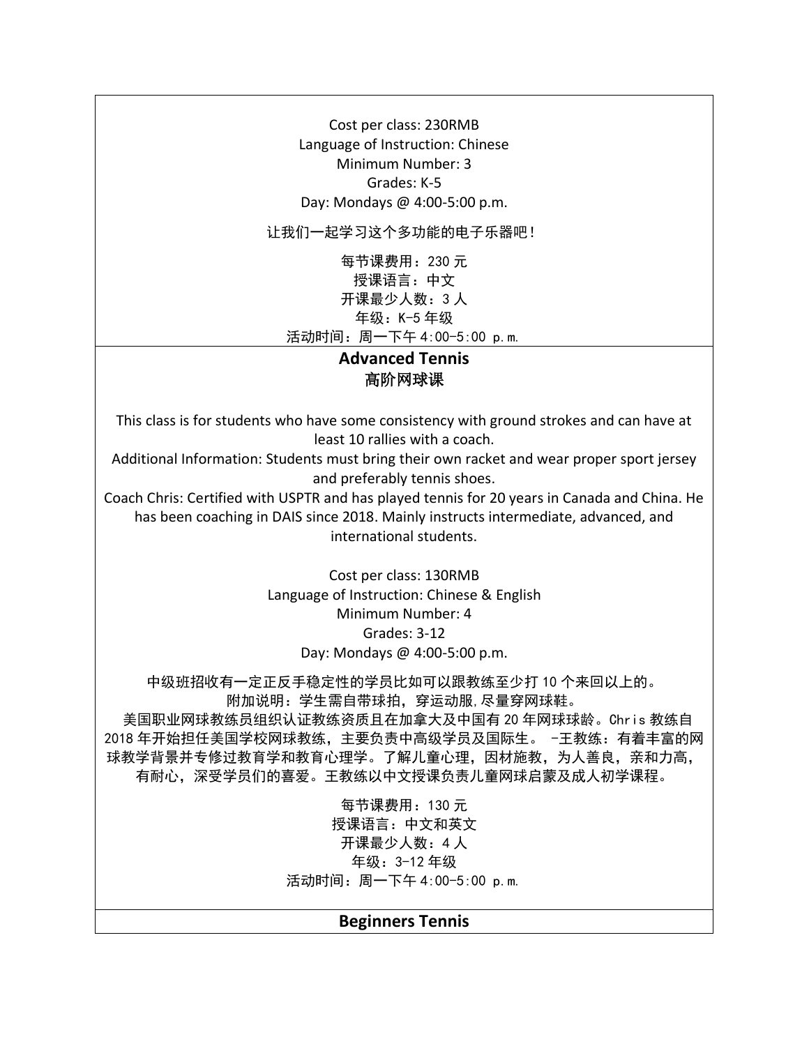Cost per class: 230RMB
Language of Instruction: Chinese
Minimum Number: 3
Grades: K-5
Day: Mondays @ 4:00-5:00 p.m.

让我们一起学习这个多功能的电子乐器吧！

每节课费用：230 元
授课语言：中文
开课最少人数：3 人
年级：K-5 年级
活动时间：周一下午 4:00-5:00 p.m.

## Advanced Tennis
## 高阶网球课

This class is for students who have some consistency with ground strokes and can have at least 10 rallies with a coach.
Additional Information: Students must bring their own racket and wear proper sport jersey and preferably tennis shoes.
Coach Chris: Certified with USPTR and has played tennis for 20 years in Canada and China. He has been coaching in DAIS since 2018. Mainly instructs intermediate, advanced, and international students.

Cost per class: 130RMB
Language of Instruction: Chinese & English
Minimum Number: 4
Grades: 3-12
Day: Mondays @ 4:00-5:00 p.m.

中级班招收有一定正反手稳定性的学员比如可以跟教练至少打 10 个来回以上的。
附加说明：学生需自带球拍，穿运动服,尽量穿网球鞋。
美国职业网球教练员组织认证教练资质且在加拿大及中国有 20 年网球球龄。Chris 教练自 2018 年开始担任美国学校网球教练，主要负责中高级学员及国际生。 -王教练：有着丰富的网球教学背景并专修过教育学和教育心理学。了解儿童心理，因材施教，为人善良，亲和力高，有耐心，深受学员们的喜爱。王教练以中文授课负责儿童网球启蒙及成人初学课程。

每节课费用：130 元
授课语言：中文和英文
开课最少人数：4 人
年级：3-12 年级
活动时间：周一下午 4:00-5:00 p.m.

## Beginners Tennis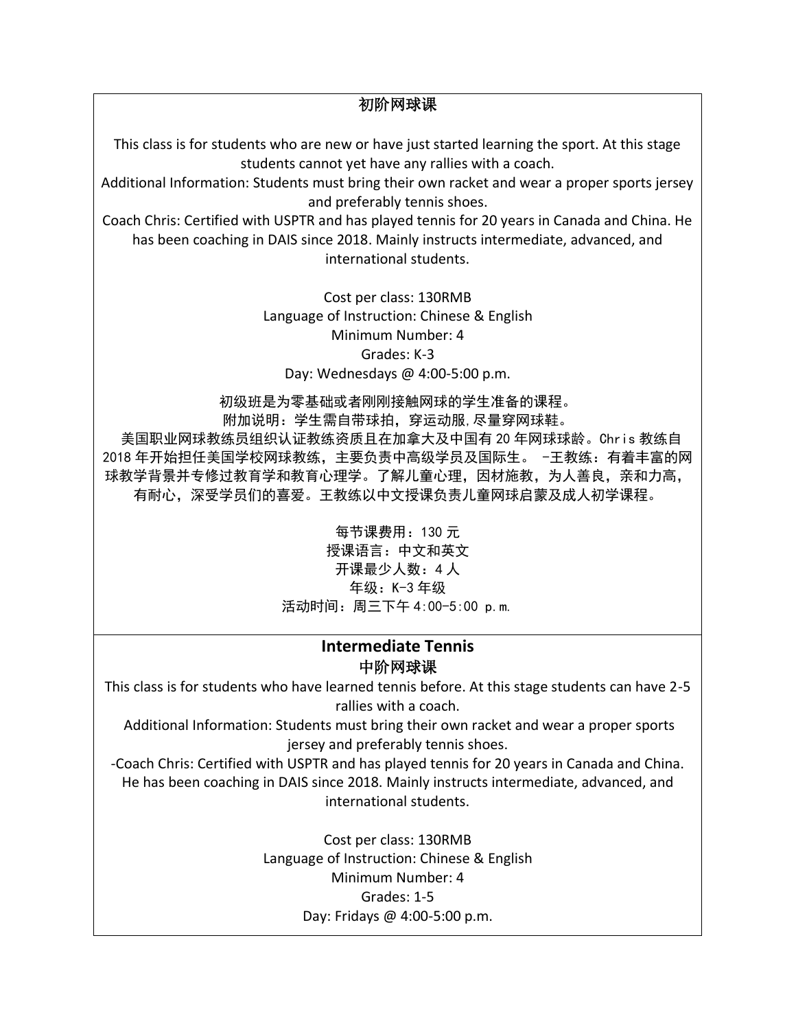### 初阶网球课

This class is for students who are new or have just started learning the sport. At this stage students cannot yet have any rallies with a coach.

Additional Information: Students must bring their own racket and wear a proper sports jersey and preferably tennis shoes.

Coach Chris: Certified with USPTR and has played tennis for 20 years in Canada and China. He has been coaching in DAIS since 2018. Mainly instructs intermediate, advanced, and international students.

Cost per class: 130RMB
Language of Instruction: Chinese & English
Minimum Number: 4
Grades: K-3
Day: Wednesdays @ 4:00-5:00 p.m.

初级班是为零基础或者刚刚接触网球的学生准备的课程。
附加说明：学生需自带球拍，穿运动服,尽量穿网球鞋。
美国职业网球教练员组织认证教练资质且在加拿大及中国有 20 年网球球龄。Chris 教练自 2018 年开始担任美国学校网球教练，主要负责中高级学员及国际生。 -王教练：有着丰富的网球教学背景并专修过教育学和教育心理学。了解儿童心理，因材施教，为人善良，亲和力高，有耐心，深受学员们的喜爱。王教练以中文授课负责儿童网球启蒙及成人初学课程。

每节课费用：130 元
授课语言：中文和英文
开课最少人数：4 人
年级：K-3 年级
活动时间：周三下午 4:00-5:00 p.m.

---

### Intermediate Tennis
### 中阶网球课

This class is for students who have learned tennis before. At this stage students can have 2-5 rallies with a coach.

Additional Information: Students must bring their own racket and wear a proper sports jersey and preferably tennis shoes.

-Coach Chris: Certified with USPTR and has played tennis for 20 years in Canada and China. He has been coaching in DAIS since 2018. Mainly instructs intermediate, advanced, and international students.

Cost per class: 130RMB
Language of Instruction: Chinese & English
Minimum Number: 4
Grades: 1-5
Day: Fridays @ 4:00-5:00 p.m.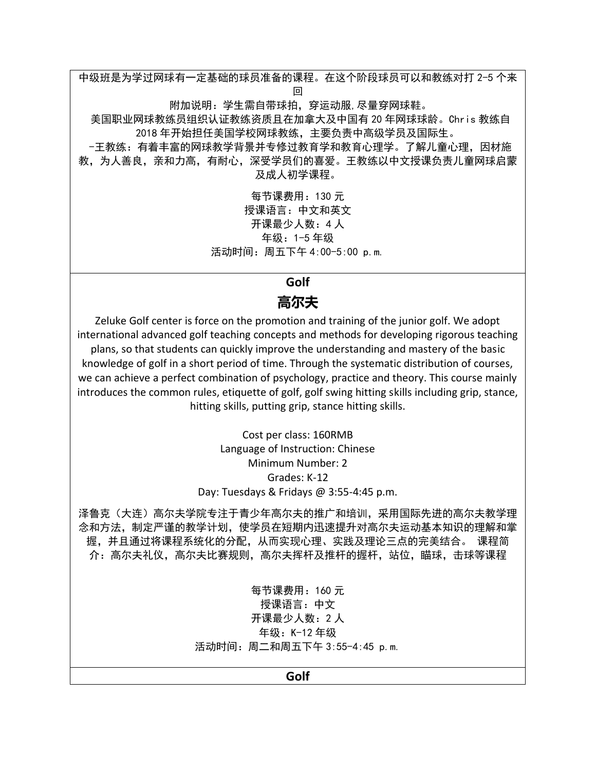中级班是为学过网球有一定基础的球员准备的课程。在这个阶段球员可以和教练对打 2-5 个来回

附加说明：学生需自带球拍，穿运动服,尽量穿网球鞋。

美国职业网球教练员组织认证教练资质且在加拿大及中国有 20 年网球球龄。Chris 教练自 2018 年开始担任美国学校网球教练，主要负责中高级学员及国际生。

-王教练：有着丰富的网球教学背景并专修过教育学和教育心理学。了解儿童心理，因材施教，为人善良，亲和力高，有耐心，深受学员们的喜爱。王教练以中文授课负责儿童网球启蒙及成人初学课程。

每节课费用：130 元
授课语言：中文和英文
开课最少人数：4 人
年级：1-5 年级
活动时间：周五下午 4:00-5:00 p.m.

## Golf

## 高尔夫

Zeluke Golf center is force on the promotion and training of the junior golf. We adopt international advanced golf teaching concepts and methods for developing rigorous teaching plans, so that students can quickly improve the understanding and mastery of the basic knowledge of golf in a short period of time. Through the systematic distribution of courses, we can achieve a perfect combination of psychology, practice and theory. This course mainly introduces the common rules, etiquette of golf, golf swing hitting skills including grip, stance, hitting skills, putting grip, stance hitting skills.

Cost per class: 160RMB
Language of Instruction: Chinese
Minimum Number: 2
Grades: K-12
Day: Tuesdays & Fridays @ 3:55-4:45 p.m.

泽鲁克（大连）高尔夫学院专注于青少年高尔夫的推广和培训，采用国际先进的高尔夫教学理念和方法，制定严谨的教学计划，使学员在短期内迅速提升对高尔夫运动基本知识的理解和掌握，并且通过将课程系统化的分配，从而实现心理、实践及理论三点的完美结合。 课程简介：高尔夫礼仪，高尔夫比赛规则，高尔夫挥杆及推杆的握杆，站位，瞄球，击球等课程

每节课费用：160 元
授课语言：中文
开课最少人数：2 人
年级：K-12 年级
活动时间：周二和周五下午 3:55-4:45 p.m.

## Golf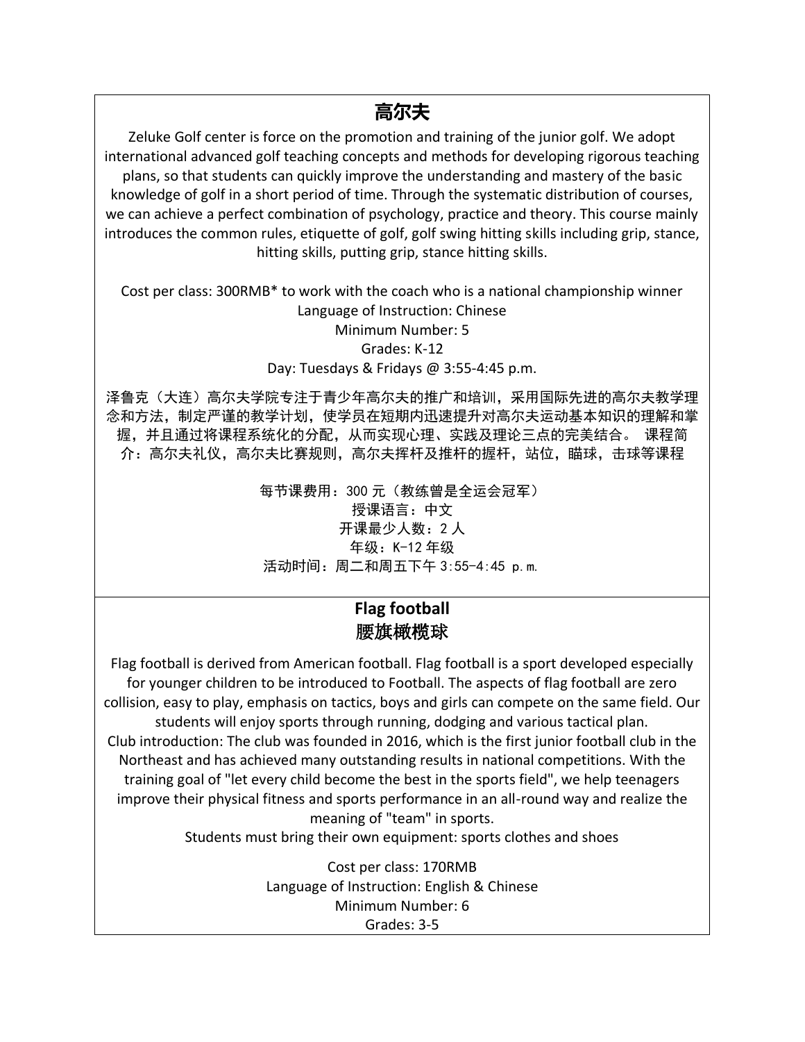## 高尔夫

Zeluke Golf center is force on the promotion and training of the junior golf. We adopt international advanced golf teaching concepts and methods for developing rigorous teaching plans, so that students can quickly improve the understanding and mastery of the basic knowledge of golf in a short period of time. Through the systematic distribution of courses, we can achieve a perfect combination of psychology, practice and theory. This course mainly introduces the common rules, etiquette of golf, golf swing hitting skills including grip, stance, hitting skills, putting grip, stance hitting skills.

Cost per class: 300RMB* to work with the coach who is a national championship winner
Language of Instruction: Chinese
Minimum Number: 5
Grades: K-12
Day: Tuesdays & Fridays @ 3:55-4:45 p.m.

泽鲁克（大连）高尔夫学院专注于青少年高尔夫的推广和培训，采用国际先进的高尔夫教学理念和方法，制定严谨的教学计划，使学员在短期内迅速提升对高尔夫运动基本知识的理解和掌握，并且通过将课程系统化的分配，从而实现心理、实践及理论三点的完美结合。 课程简介：高尔夫礼仪，高尔夫比赛规则，高尔夫挥杆及推杆的握杆，站位，瞄球，击球等课程

每节课费用：300 元（教练曾是全运会冠军）
授课语言：中文
开课最少人数：2 人
年级：K-12 年级
活动时间：周二和周五下午 3:55-4:45 p.m.

## Flag football
## 腰旗橄榄球

Flag football is derived from American football. Flag football is a sport developed especially for younger children to be introduced to Football. The aspects of flag football are zero collision, easy to play, emphasis on tactics, boys and girls can compete on the same field. Our students will enjoy sports through running, dodging and various tactical plan.
Club introduction: The club was founded in 2016, which is the first junior football club in the Northeast and has achieved many outstanding results in national competitions. With the training goal of "let every child become the best in the sports field", we help teenagers improve their physical fitness and sports performance in an all-round way and realize the meaning of "team" in sports.
Students must bring their own equipment: sports clothes and shoes

Cost per class: 170RMB
Language of Instruction: English & Chinese
Minimum Number: 6
Grades: 3-5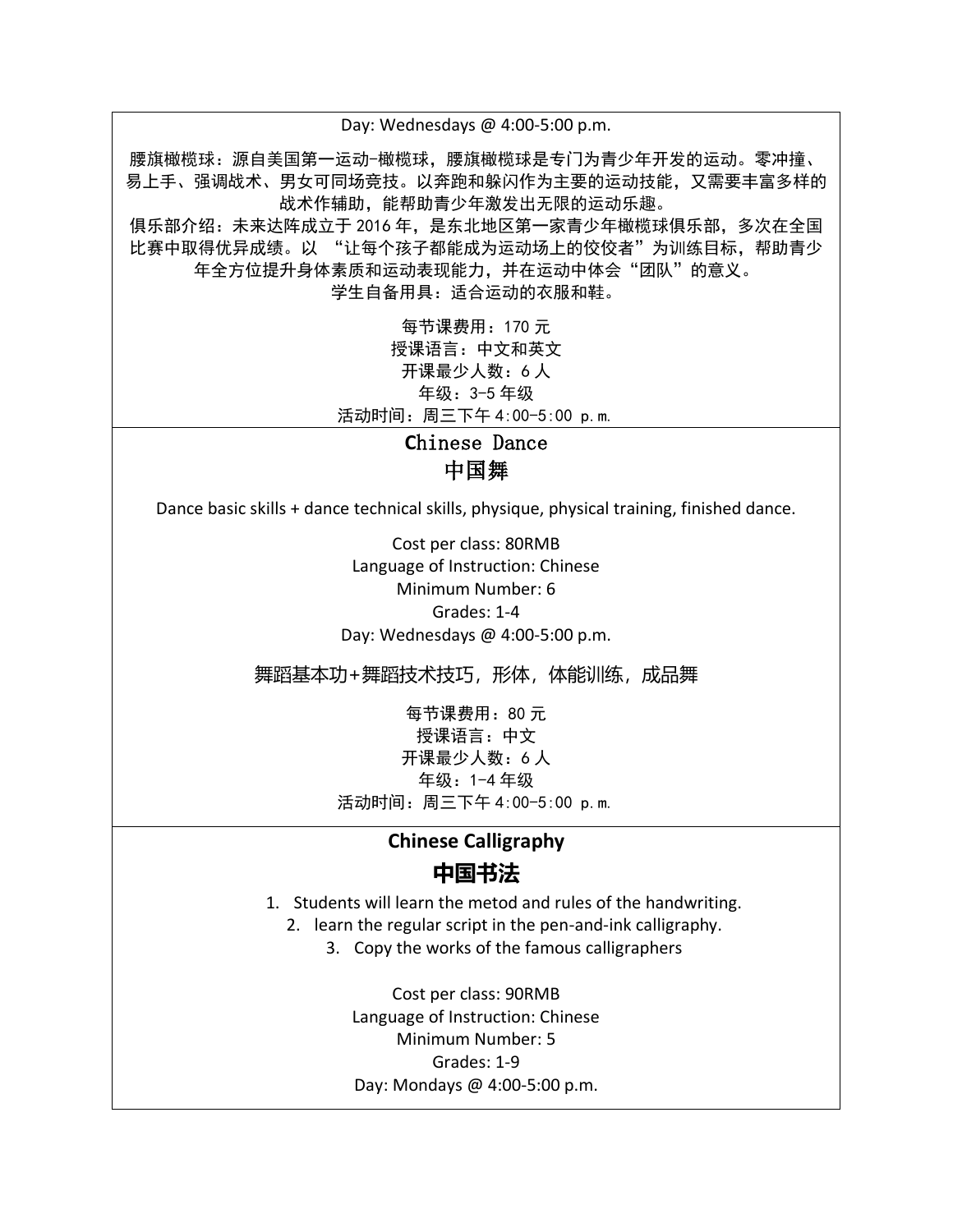Day: Wednesdays @ 4:00-5:00 p.m.

腰旗橄榄球：源自美国第一运动-橄榄球，腰旗橄榄球是专门为青少年开发的运动。零冲撞、易上手、强调战术、男女可同场竞技。以奔跑和躲闪作为主要的运动技能，又需要丰富多样的战术作辅助，能帮助青少年激发出无限的运动乐趣。
俱乐部介绍：未来达阵成立于 2016 年，是东北地区第一家青少年橄榄球俱乐部，多次在全国比赛中取得优异成绩。以 “让每个孩子都能成为运动场上的佼佼者”为训练目标，帮助青少年全方位提升身体素质和运动表现能力，并在运动中体会“团队”的意义。
学生自备用具：适合运动的衣服和鞋。

每节课费用：170 元
授课语言：中文和英文
开课最少人数：6 人
年级：3-5 年级
活动时间：周三下午 4:00-5:00 p.m.

## Chinese Dance
## 中国舞

Dance basic skills + dance technical skills, physique, physical training, finished dance.

Cost per class: 80RMB
Language of Instruction: Chinese
Minimum Number: 6
Grades: 1-4
Day: Wednesdays @ 4:00-5:00 p.m.

舞蹈基本功+舞蹈技术技巧，形体，体能训练，成品舞

每节课费用：80 元
授课语言：中文
开课最少人数：6 人
年级：1-4 年级
活动时间：周三下午 4:00-5:00 p.m.

## Chinese Calligraphy
## 中国书法

1. Students will learn the metod and rules of the handwriting.
2. learn the regular script in the pen-and-ink calligraphy.
3. Copy the works of the famous calligraphers

Cost per class: 90RMB
Language of Instruction: Chinese
Minimum Number: 5
Grades: 1-9
Day: Mondays @ 4:00-5:00 p.m.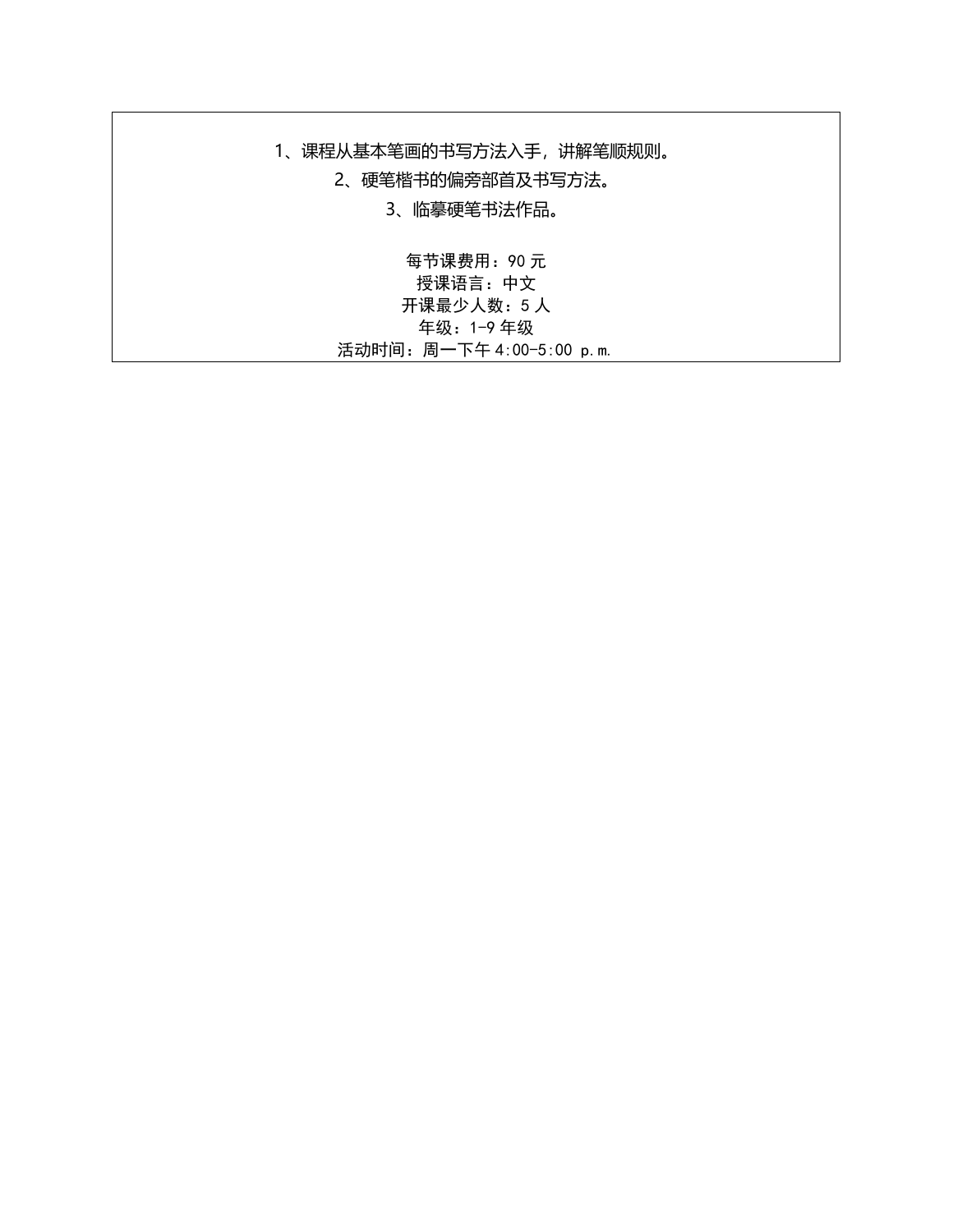1、课程从基本笔画的书写方法入手，讲解笔顺规则。

2、硬笔楷书的偏旁部首及书写方法。

3、临摹硬笔书法作品。

每节课费用：90 元
授课语言：中文
开课最少人数：5 人
年级：1-9 年级
活动时间：周一下午 4:00-5:00 p.m.